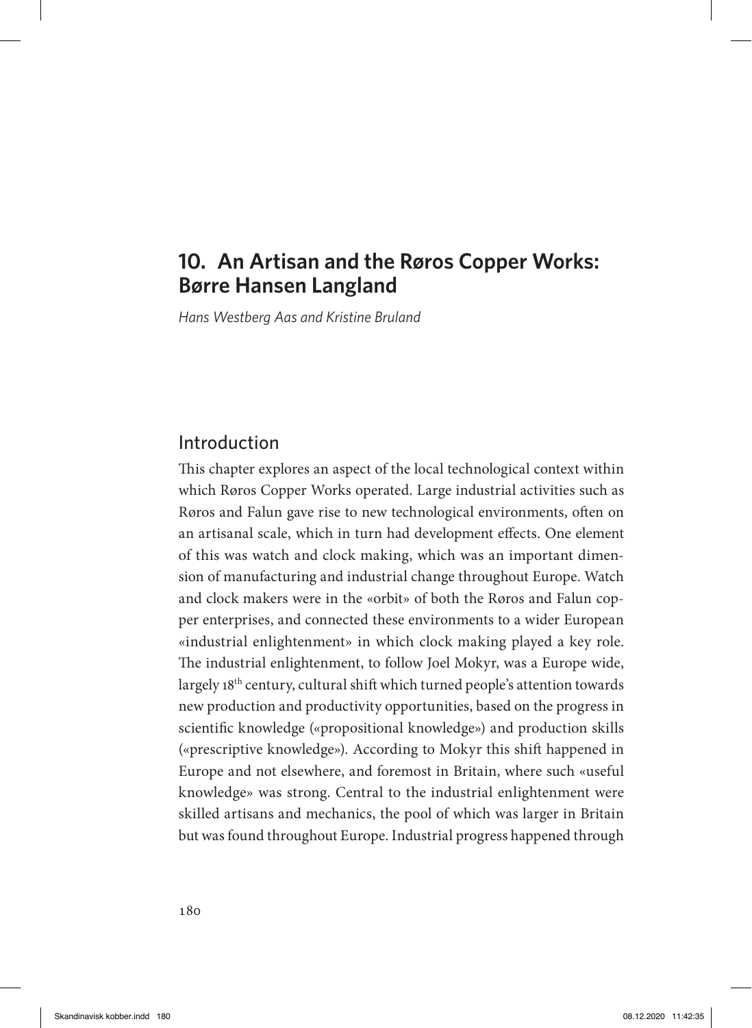# 10. An Artisan and the Røros Copper Works: Børre Hansen Langland

*Hans Westberg Aas and Kristine Bruland*

## Introduction

This chapter explores an aspect of the local technological context within which Røros Copper Works operated. Large industrial activities such as Røros and Falun gave rise to new technological environments, often on an artisanal scale, which in turn had development effects. One element of this was watch and clock making, which was an important dimension of manufacturing and industrial change throughout Europe. Watch and clock makers were in the «orbit» of both the Røros and Falun copper enterprises, and connected these environments to a wider European «industrial enlightenment» in which clock making played a key role. The industrial enlightenment, to follow Joel Mokyr, was a Europe wide, largely 18th century, cultural shift which turned people's attention towards new production and productivity opportunities, based on the progress in scientific knowledge («propositional knowledge») and production skills («prescriptive knowledge»). According to Mokyr this shift happened in Europe and not elsewhere, and foremost in Britain, where such «useful knowledge» was strong. Central to the industrial enlightenment were skilled artisans and mechanics, the pool of which was larger in Britain but was found throughout Europe. Industrial progress happened through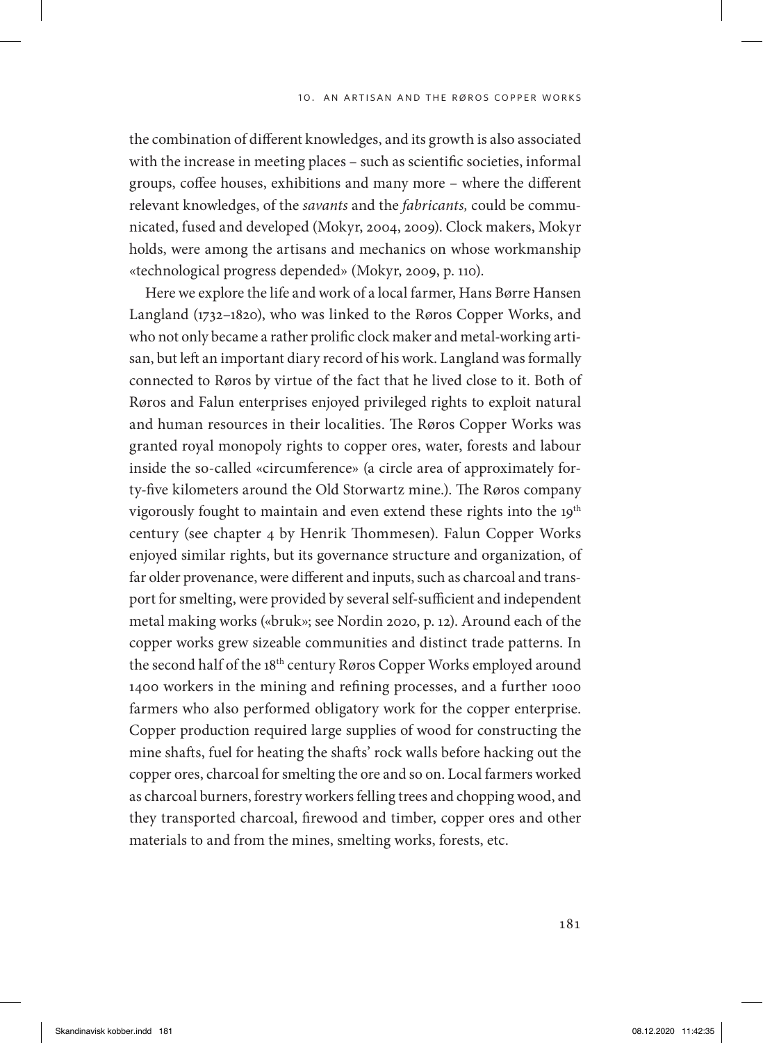the combination of different knowledges, and its growth is also associated with the increase in meeting places – such as scientific societies, informal groups, coffee houses, exhibitions and many more – where the different relevant knowledges, of the *savants* and the *fabricants,* could be communicated, fused and developed (Mokyr, 2004, 2009). Clock makers, Mokyr holds, were among the artisans and mechanics on whose workmanship «technological progress depended» (Mokyr, 2009, p. 110).

Here we explore the life and work of a local farmer, Hans Børre Hansen Langland (1732–1820), who was linked to the Røros Copper Works, and who not only became a rather prolific clock maker and metal-working artisan, but left an important diary record of his work. Langland was formally connected to Røros by virtue of the fact that he lived close to it. Both of Røros and Falun enterprises enjoyed privileged rights to exploit natural and human resources in their localities. The Røros Copper Works was granted royal monopoly rights to copper ores, water, forests and labour inside the so-called «circumference» (a circle area of approximately forty-five kilometers around the Old Storwartz mine.). The Røros company vigorously fought to maintain and even extend these rights into the 19th century (see chapter 4 by Henrik Thommesen). Falun Copper Works enjoyed similar rights, but its governance structure and organization, of far older provenance, were different and inputs, such as charcoal and transport for smelting, were provided by several self-sufficient and independent metal making works («bruk»; see Nordin 2020, p. 12). Around each of the copper works grew sizeable communities and distinct trade patterns. In the second half of the 18th century Røros Copper Works employed around 1400 workers in the mining and refining processes, and a further 1000 farmers who also performed obligatory work for the copper enterprise. Copper production required large supplies of wood for constructing the mine shafts, fuel for heating the shafts' rock walls before hacking out the copper ores, charcoal for smelting the ore and so on. Local farmers worked as charcoal burners, forestry workers felling trees and chopping wood, and they transported charcoal, firewood and timber, copper ores and other materials to and from the mines, smelting works, forests, etc.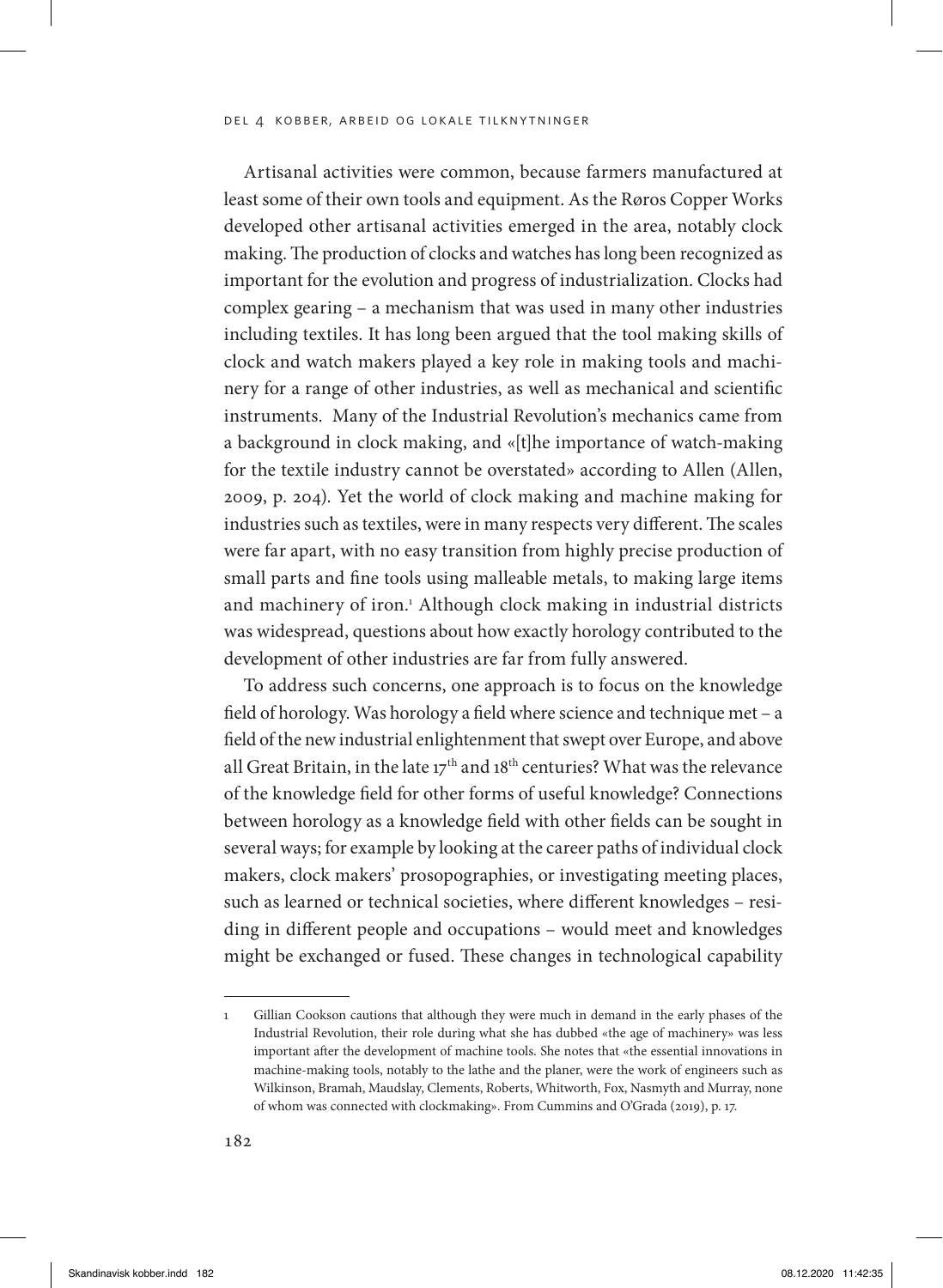Artisanal activities were common, because farmers manufactured at least some of their own tools and equipment. As the Røros Copper Works developed other artisanal activities emerged in the area, notably clock making. The production of clocks and watches has long been recognized as important for the evolution and progress of industrialization. Clocks had complex gearing – a mechanism that was used in many other industries including textiles. It has long been argued that the tool making skills of clock and watch makers played a key role in making tools and machinery for a range of other industries, as well as mechanical and scientific instruments. Many of the Industrial Revolution's mechanics came from a background in clock making, and «[t]he importance of watch-making for the textile industry cannot be overstated» according to Allen (Allen, 2009, p. 204). Yet the world of clock making and machine making for industries such as textiles, were in many respects very different. The scales were far apart, with no easy transition from highly precise production of small parts and fine tools using malleable metals, to making large items and machinery of iron.[1] Although clock making in industrial districts was widespread, questions about how exactly horology contributed to the development of other industries are far from fully answered.

To address such concerns, one approach is to focus on the knowledge field of horology. Was horology a field where science and technique met – a field of the new industrial enlightenment that swept over Europe, and above all Great Britain, in the late 17th and 18th centuries? What was the relevance of the knowledge field for other forms of useful knowledge? Connections between horology as a knowledge field with other fields can be sought in several ways; for example by looking at the career paths of individual clock makers, clock makers' prosopographies, or investigating meeting places, such as learned or technical societies, where different knowledges – residing in different people and occupations – would meet and knowledges might be exchanged or fused. These changes in technological capability

---

1 Gillian Cookson cautions that although they were much in demand in the early phases of the Industrial Revolution, their role during what she has dubbed «the age of machinery» was less important after the development of machine tools. She notes that «the essential innovations in machine-making tools, notably to the lathe and the planer, were the work of engineers such as Wilkinson, Bramah, Maudslay, Clements, Roberts, Whitworth, Fox, Nasmyth and Murray, none of whom was connected with clockmaking». From Cummins and O'Grada (2019), p. 17.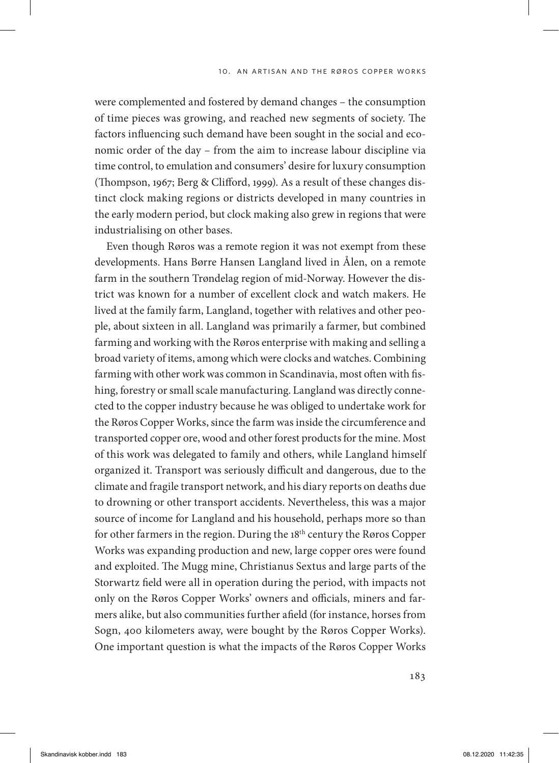were complemented and fostered by demand changes – the consumption of time pieces was growing, and reached new segments of society. The factors influencing such demand have been sought in the social and economic order of the day – from the aim to increase labour discipline via time control, to emulation and consumers' desire for luxury consumption (Thompson, 1967; Berg & Clifford, 1999). As a result of these changes distinct clock making regions or districts developed in many countries in the early modern period, but clock making also grew in regions that were industrialising on other bases.

Even though Røros was a remote region it was not exempt from these developments. Hans Børre Hansen Langland lived in Ålen, on a remote farm in the southern Trøndelag region of mid-Norway. However the district was known for a number of excellent clock and watch makers. He lived at the family farm, Langland, together with relatives and other people, about sixteen in all. Langland was primarily a farmer, but combined farming and working with the Røros enterprise with making and selling a broad variety of items, among which were clocks and watches. Combining farming with other work was common in Scandinavia, most often with fishing, forestry or small scale manufacturing. Langland was directly connected to the copper industry because he was obliged to undertake work for the Røros Copper Works, since the farm was inside the circumference and transported copper ore, wood and other forest products for the mine. Most of this work was delegated to family and others, while Langland himself organized it. Transport was seriously difficult and dangerous, due to the climate and fragile transport network, and his diary reports on deaths due to drowning or other transport accidents. Nevertheless, this was a major source of income for Langland and his household, perhaps more so than for other farmers in the region. During the 18th century the Røros Copper Works was expanding production and new, large copper ores were found and exploited. The Mugg mine, Christianus Sextus and large parts of the Storwartz field were all in operation during the period, with impacts not only on the Røros Copper Works' owners and officials, miners and farmers alike, but also communities further afield (for instance, horses from Sogn, 400 kilometers away, were bought by the Røros Copper Works). One important question is what the impacts of the Røros Copper Works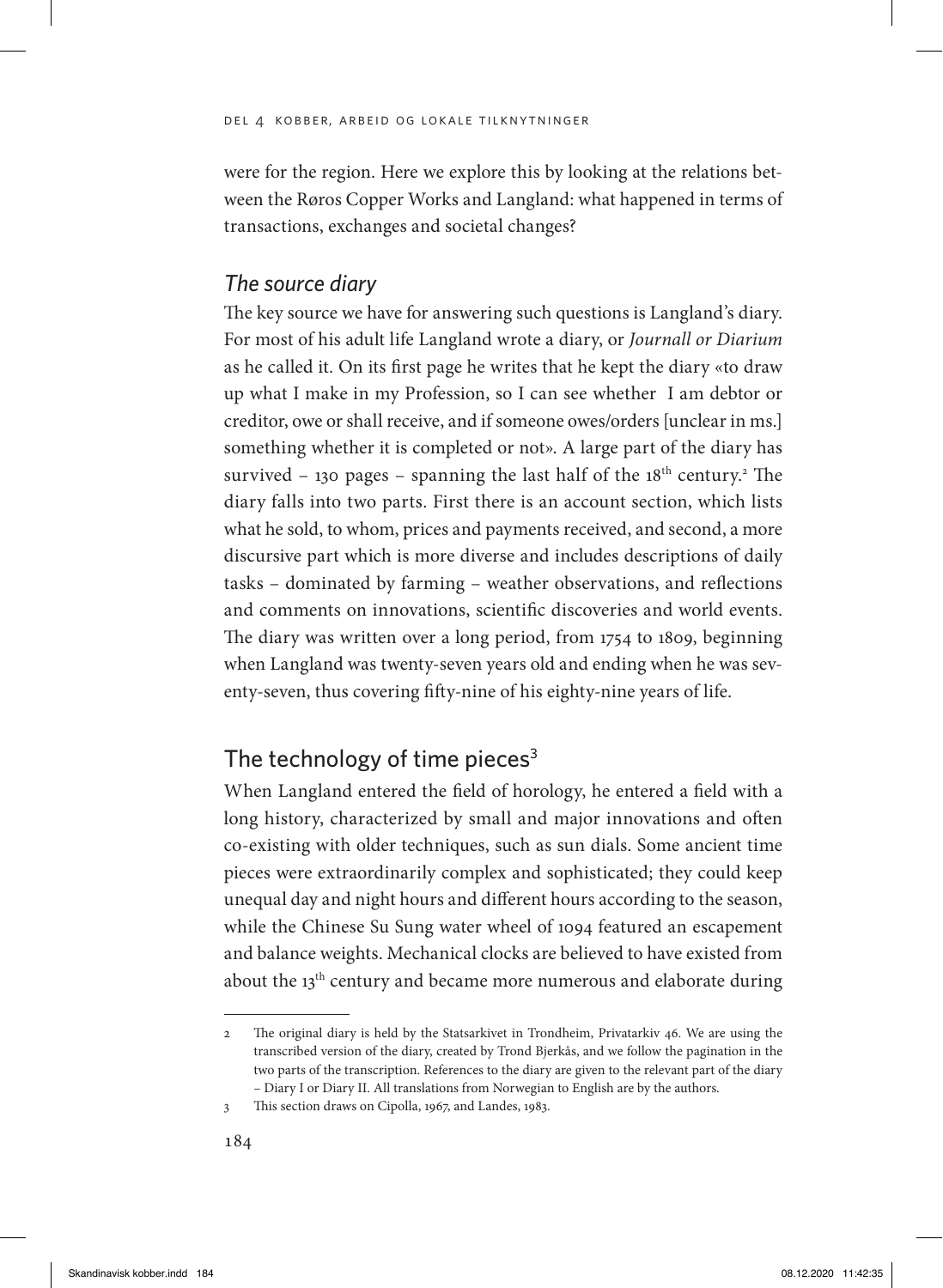were for the region. Here we explore this by looking at the relations between the Røros Copper Works and Langland: what happened in terms of transactions, exchanges and societal changes?

### *The source diary*

The key source we have for answering such questions is Langland's diary. For most of his adult life Langland wrote a diary, or *Journall or Diarium* as he called it. On its first page he writes that he kept the diary «to draw up what I make in my Profession, so I can see whether I am debtor or creditor, owe or shall receive, and if someone owes/orders [unclear in ms.] something whether it is completed or not». A large part of the diary has survived – 130 pages – spanning the last half of the 18th century.[2] The diary falls into two parts. First there is an account section, which lists what he sold, to whom, prices and payments received, and second, a more discursive part which is more diverse and includes descriptions of daily tasks – dominated by farming – weather observations, and reflections and comments on innovations, scientific discoveries and world events. The diary was written over a long period, from 1754 to 1809, beginning when Langland was twenty-seven years old and ending when he was seventy-seven, thus covering fifty-nine of his eighty-nine years of life.

## The technology of time pieces[3]

When Langland entered the field of horology, he entered a field with a long history, characterized by small and major innovations and often co-existing with older techniques, such as sun dials. Some ancient time pieces were extraordinarily complex and sophisticated; they could keep unequal day and night hours and different hours according to the season, while the Chinese Su Sung water wheel of 1094 featured an escapement and balance weights. Mechanical clocks are believed to have existed from about the 13th century and became more numerous and elaborate during

---

2 The original diary is held by the Statsarkivet in Trondheim, Privatarkiv 46. We are using the transcribed version of the diary, created by Trond Bjerkås, and we follow the pagination in the two parts of the transcription. References to the diary are given to the relevant part of the diary – Diary I or Diary II. All translations from Norwegian to English are by the authors.

3 This section draws on Cipolla, 1967, and Landes, 1983.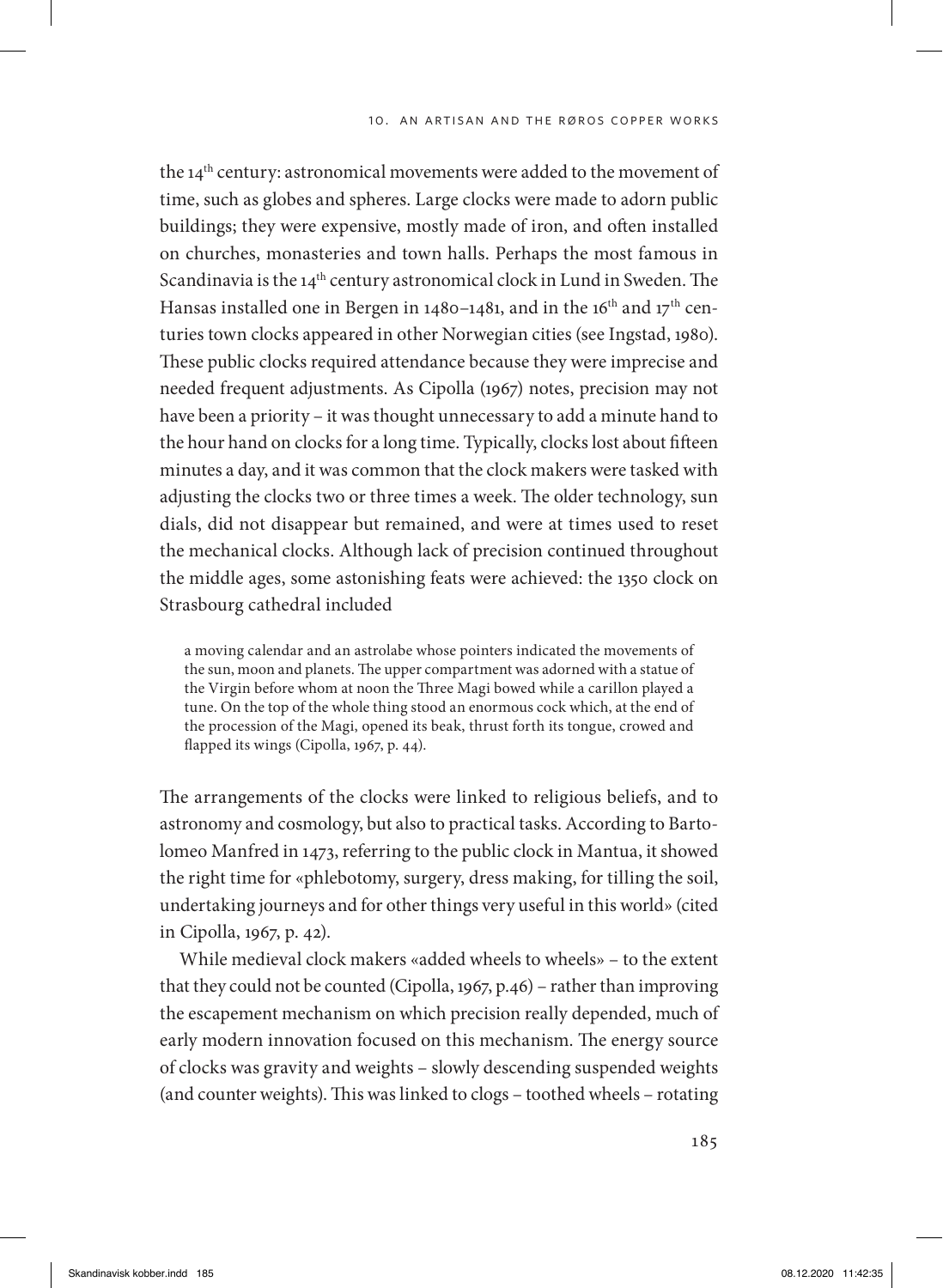the 14th century: astronomical movements were added to the movement of time, such as globes and spheres. Large clocks were made to adorn public buildings; they were expensive, mostly made of iron, and often installed on churches, monasteries and town halls. Perhaps the most famous in Scandinavia is the 14th century astronomical clock in Lund in Sweden. The Hansas installed one in Bergen in 1480–1481, and in the 16th and 17th centuries town clocks appeared in other Norwegian cities (see Ingstad, 1980). These public clocks required attendance because they were imprecise and needed frequent adjustments. As Cipolla (1967) notes, precision may not have been a priority – it was thought unnecessary to add a minute hand to the hour hand on clocks for a long time. Typically, clocks lost about fifteen minutes a day, and it was common that the clock makers were tasked with adjusting the clocks two or three times a week. The older technology, sun dials, did not disappear but remained, and were at times used to reset the mechanical clocks. Although lack of precision continued throughout the middle ages, some astonishing feats were achieved: the 1350 clock on Strasbourg cathedral included

> a moving calendar and an astrolabe whose pointers indicated the movements of the sun, moon and planets. The upper compartment was adorned with a statue of the Virgin before whom at noon the Three Magi bowed while a carillon played a tune. On the top of the whole thing stood an enormous cock which, at the end of the procession of the Magi, opened its beak, thrust forth its tongue, crowed and flapped its wings (Cipolla, 1967, p. 44).

The arrangements of the clocks were linked to religious beliefs, and to astronomy and cosmology, but also to practical tasks. According to Bartolomeo Manfred in 1473, referring to the public clock in Mantua, it showed the right time for «phlebotomy, surgery, dress making, for tilling the soil, undertaking journeys and for other things very useful in this world» (cited in Cipolla, 1967, p. 42).

While medieval clock makers «added wheels to wheels» – to the extent that they could not be counted (Cipolla, 1967, p.46) – rather than improving the escapement mechanism on which precision really depended, much of early modern innovation focused on this mechanism. The energy source of clocks was gravity and weights – slowly descending suspended weights (and counter weights). This was linked to clogs – toothed wheels – rotating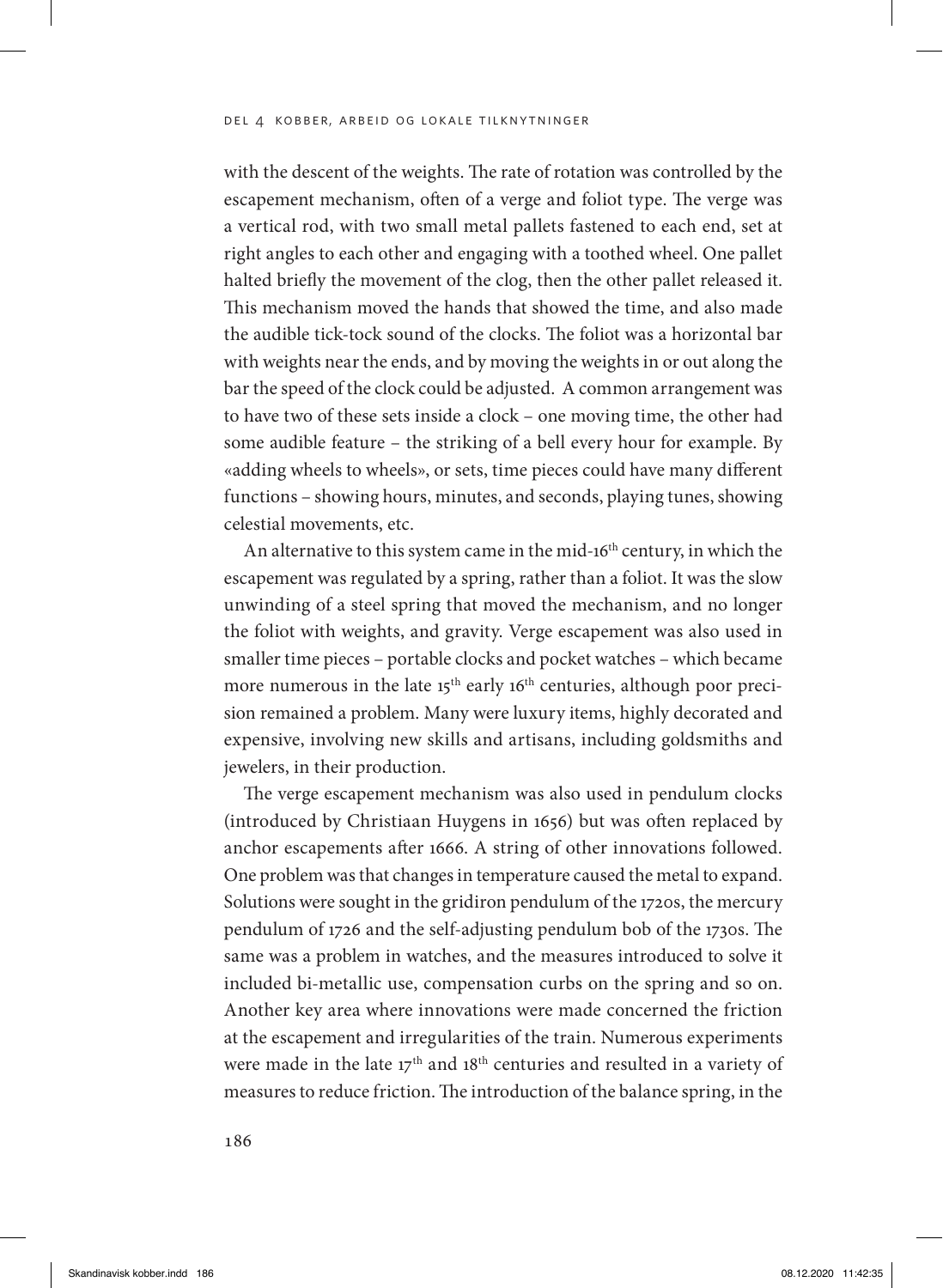with the descent of the weights. The rate of rotation was controlled by the escapement mechanism, often of a verge and foliot type. The verge was a vertical rod, with two small metal pallets fastened to each end, set at right angles to each other and engaging with a toothed wheel. One pallet halted briefly the movement of the clog, then the other pallet released it. This mechanism moved the hands that showed the time, and also made the audible tick-tock sound of the clocks. The foliot was a horizontal bar with weights near the ends, and by moving the weights in or out along the bar the speed of the clock could be adjusted. A common arrangement was to have two of these sets inside a clock – one moving time, the other had some audible feature – the striking of a bell every hour for example. By «adding wheels to wheels», or sets, time pieces could have many different functions – showing hours, minutes, and seconds, playing tunes, showing celestial movements, etc.

An alternative to this system came in the mid-16th century, in which the escapement was regulated by a spring, rather than a foliot. It was the slow unwinding of a steel spring that moved the mechanism, and no longer the foliot with weights, and gravity. Verge escapement was also used in smaller time pieces – portable clocks and pocket watches – which became more numerous in the late 15th early 16th centuries, although poor precision remained a problem. Many were luxury items, highly decorated and expensive, involving new skills and artisans, including goldsmiths and jewelers, in their production.

The verge escapement mechanism was also used in pendulum clocks (introduced by Christiaan Huygens in 1656) but was often replaced by anchor escapements after 1666. A string of other innovations followed. One problem was that changes in temperature caused the metal to expand. Solutions were sought in the gridiron pendulum of the 1720s, the mercury pendulum of 1726 and the self-adjusting pendulum bob of the 1730s. The same was a problem in watches, and the measures introduced to solve it included bi-metallic use, compensation curbs on the spring and so on. Another key area where innovations were made concerned the friction at the escapement and irregularities of the train. Numerous experiments were made in the late 17th and 18th centuries and resulted in a variety of measures to reduce friction. The introduction of the balance spring, in the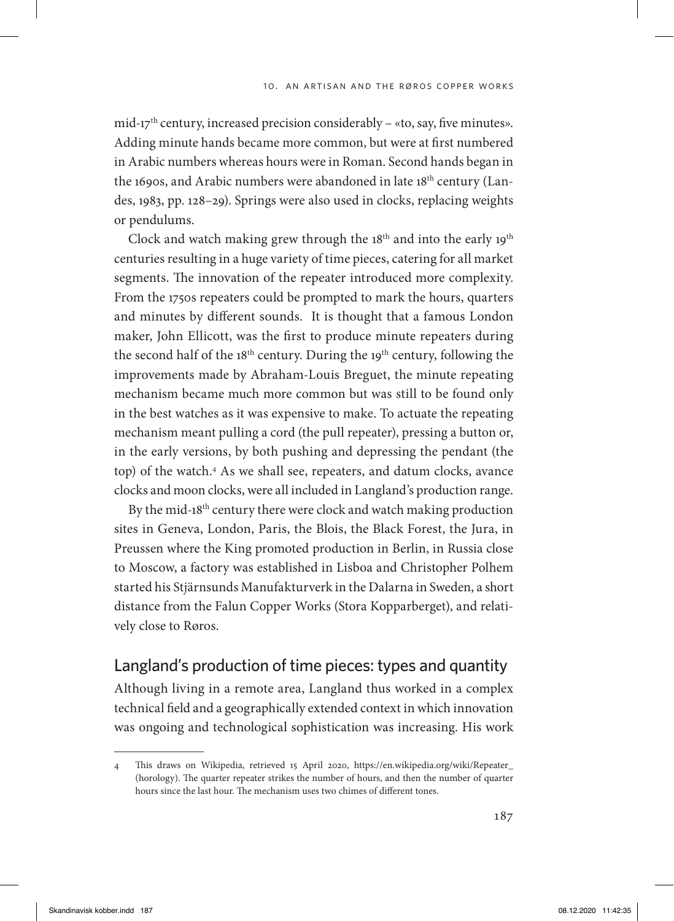mid-17th century, increased precision considerably – «to, say, five minutes». Adding minute hands became more common, but were at first numbered in Arabic numbers whereas hours were in Roman. Second hands began in the 1690s, and Arabic numbers were abandoned in late 18th century (Landes, 1983, pp. 128–29). Springs were also used in clocks, replacing weights or pendulums.

Clock and watch making grew through the 18th and into the early 19th centuries resulting in a huge variety of time pieces, catering for all market segments. The innovation of the repeater introduced more complexity. From the 1750s repeaters could be prompted to mark the hours, quarters and minutes by different sounds. It is thought that a famous London maker, John Ellicott, was the first to produce minute repeaters during the second half of the 18th century. During the 19th century, following the improvements made by Abraham-Louis Breguet, the minute repeating mechanism became much more common but was still to be found only in the best watches as it was expensive to make. To actuate the repeating mechanism meant pulling a cord (the pull repeater), pressing a button or, in the early versions, by both pushing and depressing the pendant (the top) of the watch.[4] As we shall see, repeaters, and datum clocks, avance clocks and moon clocks, were all included in Langland's production range.

By the mid-18th century there were clock and watch making production sites in Geneva, London, Paris, the Blois, the Black Forest, the Jura, in Preussen where the King promoted production in Berlin, in Russia close to Moscow, a factory was established in Lisboa and Christopher Polhem started his Stjärnsunds Manufakturverk in the Dalarna in Sweden, a short distance from the Falun Copper Works (Stora Kopparberget), and relatively close to Røros.

## Langland's production of time pieces: types and quantity

Although living in a remote area, Langland thus worked in a complex technical field and a geographically extended context in which innovation was ongoing and technological sophistication was increasing. His work

---

4 This draws on Wikipedia, retrieved 15 April 2020, https://en.wikipedia.org/wiki/Repeater_(horology). The quarter repeater strikes the number of hours, and then the number of quarter hours since the last hour. The mechanism uses two chimes of different tones.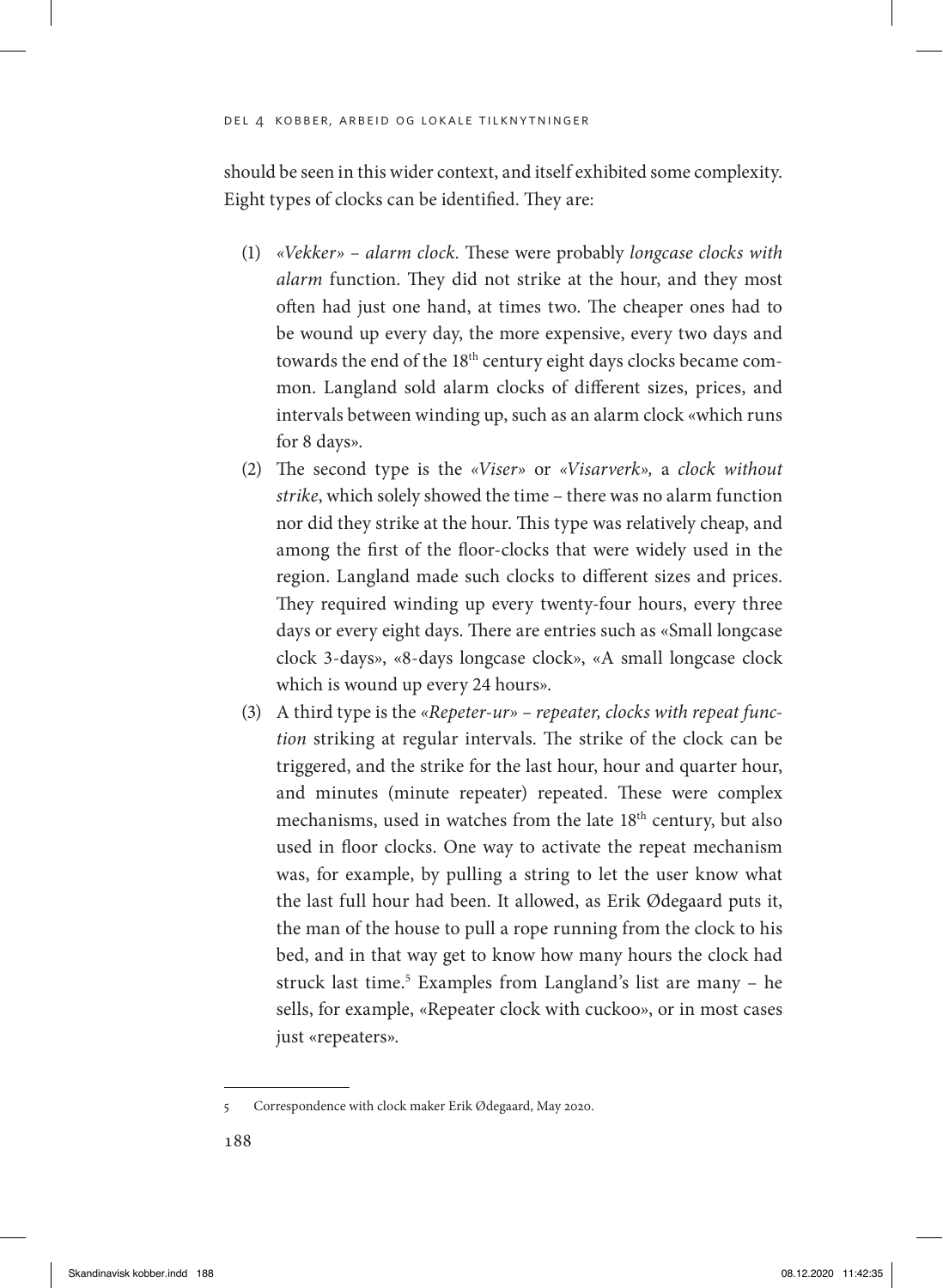should be seen in this wider context, and itself exhibited some complexity. Eight types of clocks can be identified. They are:

(1) *«Vekker» – alarm clock.* These were probably *longcase clocks with alarm* function. They did not strike at the hour, and they most often had just one hand, at times two. The cheaper ones had to be wound up every day, the more expensive, every two days and towards the end of the 18th century eight days clocks became common. Langland sold alarm clocks of different sizes, prices, and intervals between winding up, such as an alarm clock «which runs for 8 days».

(2) The second type is the *«Viser»* or *«Visarverk»,* a *clock without strike*, which solely showed the time – there was no alarm function nor did they strike at the hour. This type was relatively cheap, and among the first of the floor-clocks that were widely used in the region. Langland made such clocks to different sizes and prices. They required winding up every twenty-four hours, every three days or every eight days. There are entries such as «Small longcase clock 3-days», «8-days longcase clock», «A small longcase clock which is wound up every 24 hours».

(3) A third type is the *«Repeter-ur» – repeater, clocks with repeat function* striking at regular intervals. The strike of the clock can be triggered, and the strike for the last hour, hour and quarter hour, and minutes (minute repeater) repeated. These were complex mechanisms, used in watches from the late 18th century, but also used in floor clocks. One way to activate the repeat mechanism was, for example, by pulling a string to let the user know what the last full hour had been. It allowed, as Erik Ødegaard puts it, the man of the house to pull a rope running from the clock to his bed, and in that way get to know how many hours the clock had struck last time.[5] Examples from Langland's list are many – he sells, for example, «Repeater clock with cuckoo», or in most cases just «repeaters».

---

5 Correspondence with clock maker Erik Ødegaard, May 2020.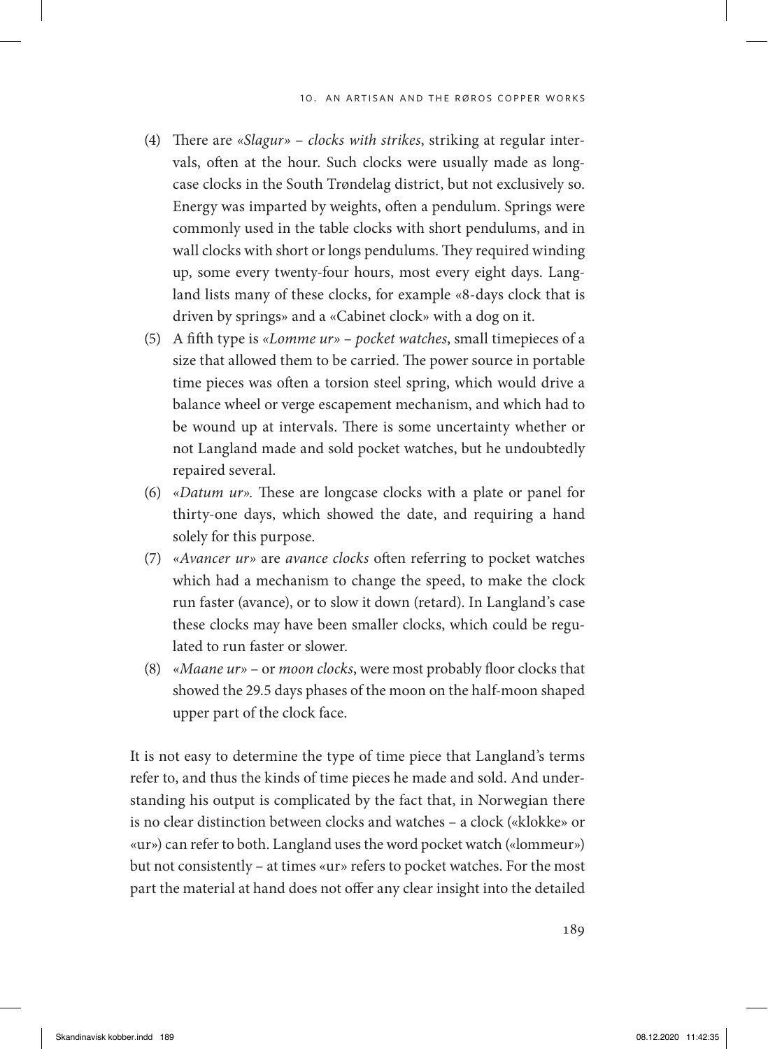(4) There are «*Slagur*» – *clocks with strikes*, striking at regular intervals, often at the hour. Such clocks were usually made as longcase clocks in the South Trøndelag district, but not exclusively so. Energy was imparted by weights, often a pendulum. Springs were commonly used in the table clocks with short pendulums, and in wall clocks with short or longs pendulums. They required winding up, some every twenty-four hours, most every eight days. Langland lists many of these clocks, for example «8-days clock that is driven by springs» and a «Cabinet clock» with a dog on it.

(5) A fifth type is «*Lomme ur*» – *pocket watches*, small timepieces of a size that allowed them to be carried. The power source in portable time pieces was often a torsion steel spring, which would drive a balance wheel or verge escapement mechanism, and which had to be wound up at intervals. There is some uncertainty whether or not Langland made and sold pocket watches, but he undoubtedly repaired several.

(6) «*Datum ur*». These are longcase clocks with a plate or panel for thirty-one days, which showed the date, and requiring a hand solely for this purpose.

(7) «*Avancer ur*» are *avance clocks* often referring to pocket watches which had a mechanism to change the speed, to make the clock run faster (avance), or to slow it down (retard). In Langland's case these clocks may have been smaller clocks, which could be regulated to run faster or slower.

(8) «*Maane ur*» – or *moon clocks*, were most probably floor clocks that showed the 29.5 days phases of the moon on the half-moon shaped upper part of the clock face.

It is not easy to determine the type of time piece that Langland's terms refer to, and thus the kinds of time pieces he made and sold. And understanding his output is complicated by the fact that, in Norwegian there is no clear distinction between clocks and watches – a clock («klokke» or «ur») can refer to both. Langland uses the word pocket watch («lommeur») but not consistently – at times «ur» refers to pocket watches. For the most part the material at hand does not offer any clear insight into the detailed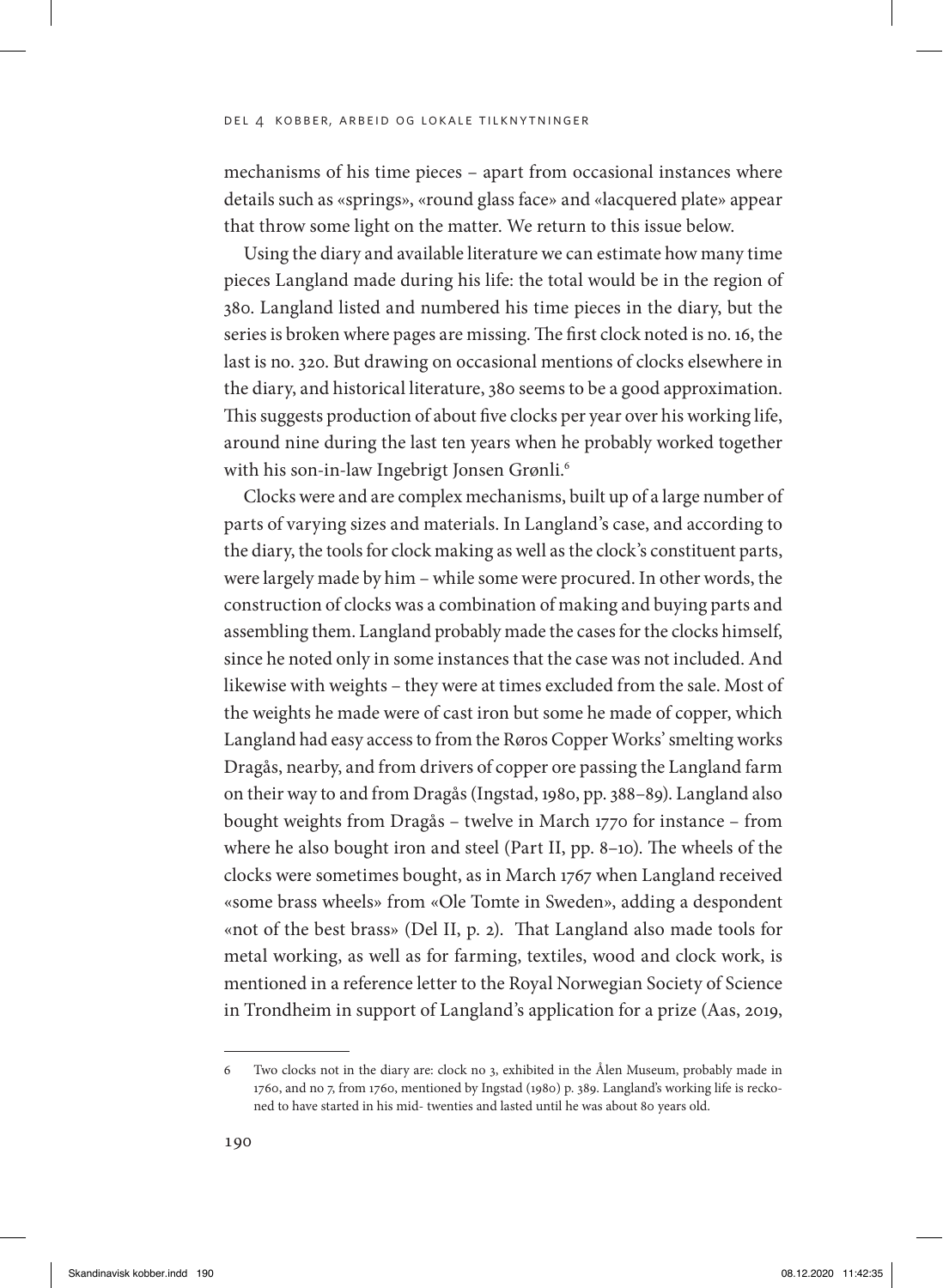mechanisms of his time pieces – apart from occasional instances where details such as «springs», «round glass face» and «lacquered plate» appear that throw some light on the matter. We return to this issue below.

Using the diary and available literature we can estimate how many time pieces Langland made during his life: the total would be in the region of 380. Langland listed and numbered his time pieces in the diary, but the series is broken where pages are missing. The first clock noted is no. 16, the last is no. 320. But drawing on occasional mentions of clocks elsewhere in the diary, and historical literature, 380 seems to be a good approximation. This suggests production of about five clocks per year over his working life, around nine during the last ten years when he probably worked together with his son-in-law Ingebrigt Jonsen Grønli.[6]

Clocks were and are complex mechanisms, built up of a large number of parts of varying sizes and materials. In Langland's case, and according to the diary, the tools for clock making as well as the clock's constituent parts, were largely made by him – while some were procured. In other words, the construction of clocks was a combination of making and buying parts and assembling them. Langland probably made the cases for the clocks himself, since he noted only in some instances that the case was not included. And likewise with weights – they were at times excluded from the sale. Most of the weights he made were of cast iron but some he made of copper, which Langland had easy access to from the Røros Copper Works' smelting works Dragås, nearby, and from drivers of copper ore passing the Langland farm on their way to and from Dragås (Ingstad, 1980, pp. 388–89). Langland also bought weights from Dragås – twelve in March 1770 for instance – from where he also bought iron and steel (Part II, pp. 8–10). The wheels of the clocks were sometimes bought, as in March 1767 when Langland received «some brass wheels» from «Ole Tomte in Sweden», adding a despondent «not of the best brass» (Del II, p. 2). That Langland also made tools for metal working, as well as for farming, textiles, wood and clock work, is mentioned in a reference letter to the Royal Norwegian Society of Science in Trondheim in support of Langland's application for a prize (Aas, 2019,

---

6 Two clocks not in the diary are: clock no 3, exhibited in the Ålen Museum, probably made in 1760, and no 7, from 1760, mentioned by Ingstad (1980) p. 389. Langland's working life is reckoned to have started in his mid- twenties and lasted until he was about 80 years old.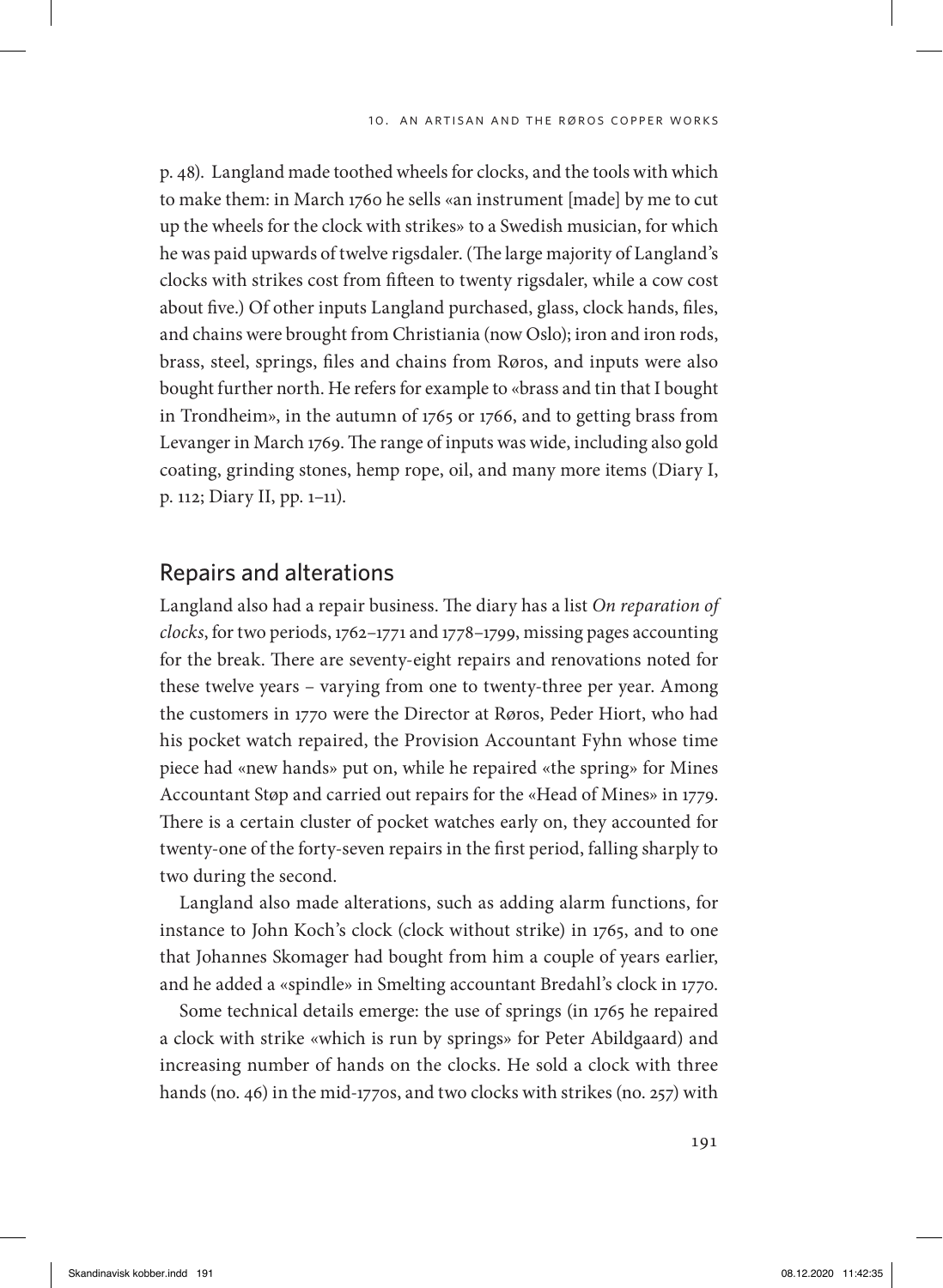p. 48). Langland made toothed wheels for clocks, and the tools with which to make them: in March 1760 he sells «an instrument [made] by me to cut up the wheels for the clock with strikes» to a Swedish musician, for which he was paid upwards of twelve rigsdaler. (The large majority of Langland's clocks with strikes cost from fifteen to twenty rigsdaler, while a cow cost about five.) Of other inputs Langland purchased, glass, clock hands, files, and chains were brought from Christiania (now Oslo); iron and iron rods, brass, steel, springs, files and chains from Røros, and inputs were also bought further north. He refers for example to «brass and tin that I bought in Trondheim», in the autumn of 1765 or 1766, and to getting brass from Levanger in March 1769. The range of inputs was wide, including also gold coating, grinding stones, hemp rope, oil, and many more items (Diary I, p. 112; Diary II, pp. 1–11).

## Repairs and alterations

Langland also had a repair business. The diary has a list *On reparation of clocks*, for two periods, 1762–1771 and 1778–1799, missing pages accounting for the break. There are seventy-eight repairs and renovations noted for these twelve years – varying from one to twenty-three per year. Among the customers in 1770 were the Director at Røros, Peder Hiort, who had his pocket watch repaired, the Provision Accountant Fyhn whose time piece had «new hands» put on, while he repaired «the spring» for Mines Accountant Støp and carried out repairs for the «Head of Mines» in 1779. There is a certain cluster of pocket watches early on, they accounted for twenty-one of the forty-seven repairs in the first period, falling sharply to two during the second.

Langland also made alterations, such as adding alarm functions, for instance to John Koch's clock (clock without strike) in 1765, and to one that Johannes Skomager had bought from him a couple of years earlier, and he added a «spindle» in Smelting accountant Bredahl's clock in 1770.

Some technical details emerge: the use of springs (in 1765 he repaired a clock with strike «which is run by springs» for Peter Abildgaard) and increasing number of hands on the clocks. He sold a clock with three hands (no. 46) in the mid-1770s, and two clocks with strikes (no. 257) with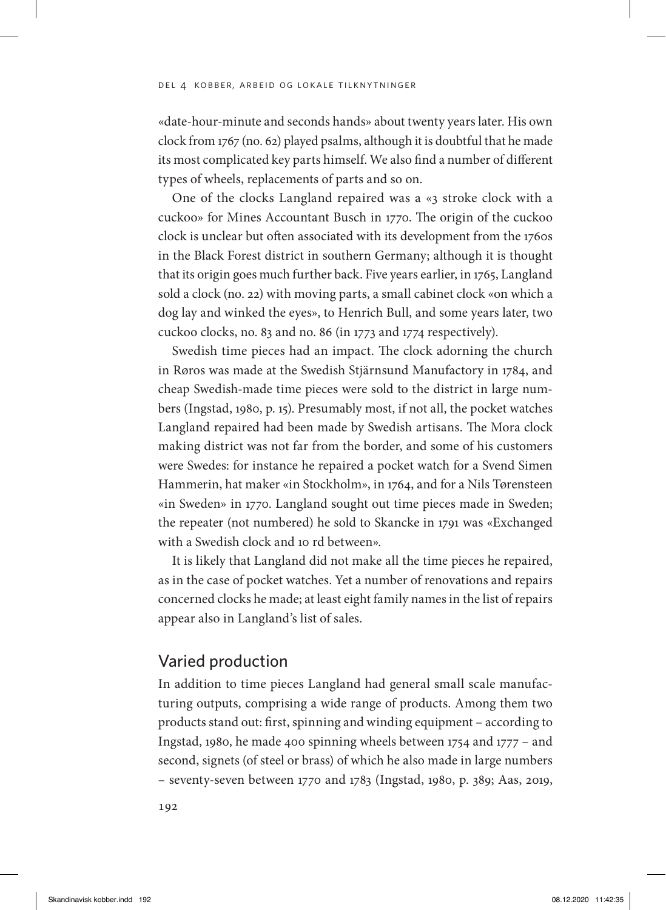«date-hour-minute and seconds hands» about twenty years later. His own clock from 1767 (no. 62) played psalms, although it is doubtful that he made its most complicated key parts himself. We also find a number of different types of wheels, replacements of parts and so on.

One of the clocks Langland repaired was a «3 stroke clock with a cuckoo» for Mines Accountant Busch in 1770. The origin of the cuckoo clock is unclear but often associated with its development from the 1760s in the Black Forest district in southern Germany; although it is thought that its origin goes much further back. Five years earlier, in 1765, Langland sold a clock (no. 22) with moving parts, a small cabinet clock «on which a dog lay and winked the eyes», to Henrich Bull, and some years later, two cuckoo clocks, no. 83 and no. 86 (in 1773 and 1774 respectively).

Swedish time pieces had an impact. The clock adorning the church in Røros was made at the Swedish Stjärnsund Manufactory in 1784, and cheap Swedish-made time pieces were sold to the district in large numbers (Ingstad, 1980, p. 15). Presumably most, if not all, the pocket watches Langland repaired had been made by Swedish artisans. The Mora clock making district was not far from the border, and some of his customers were Swedes: for instance he repaired a pocket watch for a Svend Simen Hammerin, hat maker «in Stockholm», in 1764, and for a Nils Tørensteen «in Sweden» in 1770. Langland sought out time pieces made in Sweden; the repeater (not numbered) he sold to Skancke in 1791 was «Exchanged with a Swedish clock and 10 rd between».

It is likely that Langland did not make all the time pieces he repaired, as in the case of pocket watches. Yet a number of renovations and repairs concerned clocks he made; at least eight family names in the list of repairs appear also in Langland's list of sales.

## Varied production

In addition to time pieces Langland had general small scale manufacturing outputs, comprising a wide range of products. Among them two products stand out: first, spinning and winding equipment – according to Ingstad, 1980, he made 400 spinning wheels between 1754 and 1777 – and second, signets (of steel or brass) of which he also made in large numbers – seventy-seven between 1770 and 1783 (Ingstad, 1980, p. 389; Aas, 2019,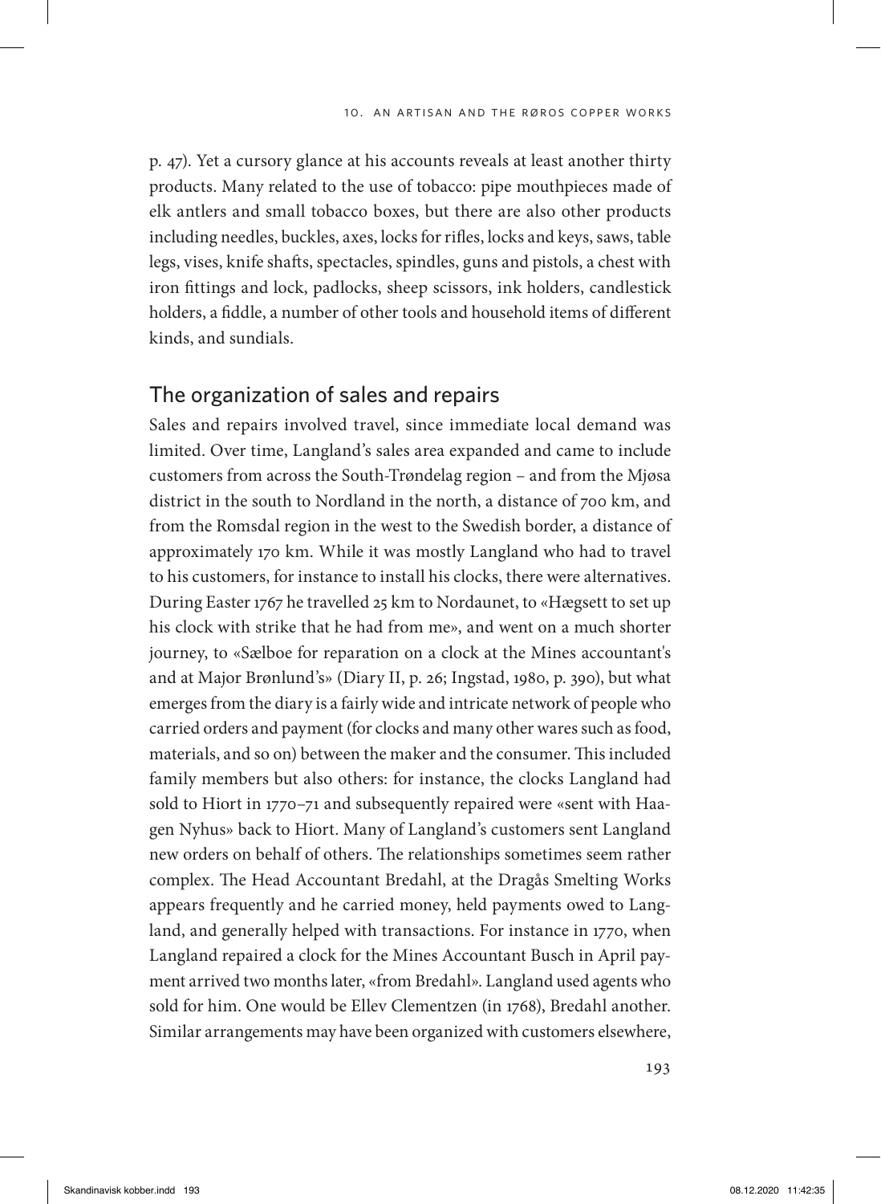p. 47). Yet a cursory glance at his accounts reveals at least another thirty products. Many related to the use of tobacco: pipe mouthpieces made of elk antlers and small tobacco boxes, but there are also other products including needles, buckles, axes, locks for rifles, locks and keys, saws, table legs, vises, knife shafts, spectacles, spindles, guns and pistols, a chest with iron fittings and lock, padlocks, sheep scissors, ink holders, candlestick holders, a fiddle, a number of other tools and household items of different kinds, and sundials.

## The organization of sales and repairs

Sales and repairs involved travel, since immediate local demand was limited. Over time, Langland's sales area expanded and came to include customers from across the South-Trøndelag region – and from the Mjøsa district in the south to Nordland in the north, a distance of 700 km, and from the Romsdal region in the west to the Swedish border, a distance of approximately 170 km. While it was mostly Langland who had to travel to his customers, for instance to install his clocks, there were alternatives. During Easter 1767 he travelled 25 km to Nordaunet, to «Hægsett to set up his clock with strike that he had from me», and went on a much shorter journey, to «Sælboe for reparation on a clock at the Mines accountant's and at Major Brønlund's» (Diary II, p. 26; Ingstad, 1980, p. 390), but what emerges from the diary is a fairly wide and intricate network of people who carried orders and payment (for clocks and many other wares such as food, materials, and so on) between the maker and the consumer. This included family members but also others: for instance, the clocks Langland had sold to Hiort in 1770–71 and subsequently repaired were «sent with Haagen Nyhus» back to Hiort. Many of Langland's customers sent Langland new orders on behalf of others. The relationships sometimes seem rather complex. The Head Accountant Bredahl, at the Dragås Smelting Works appears frequently and he carried money, held payments owed to Langland, and generally helped with transactions. For instance in 1770, when Langland repaired a clock for the Mines Accountant Busch in April payment arrived two months later, «from Bredahl». Langland used agents who sold for him. One would be Ellev Clementzen (in 1768), Bredahl another. Similar arrangements may have been organized with customers elsewhere,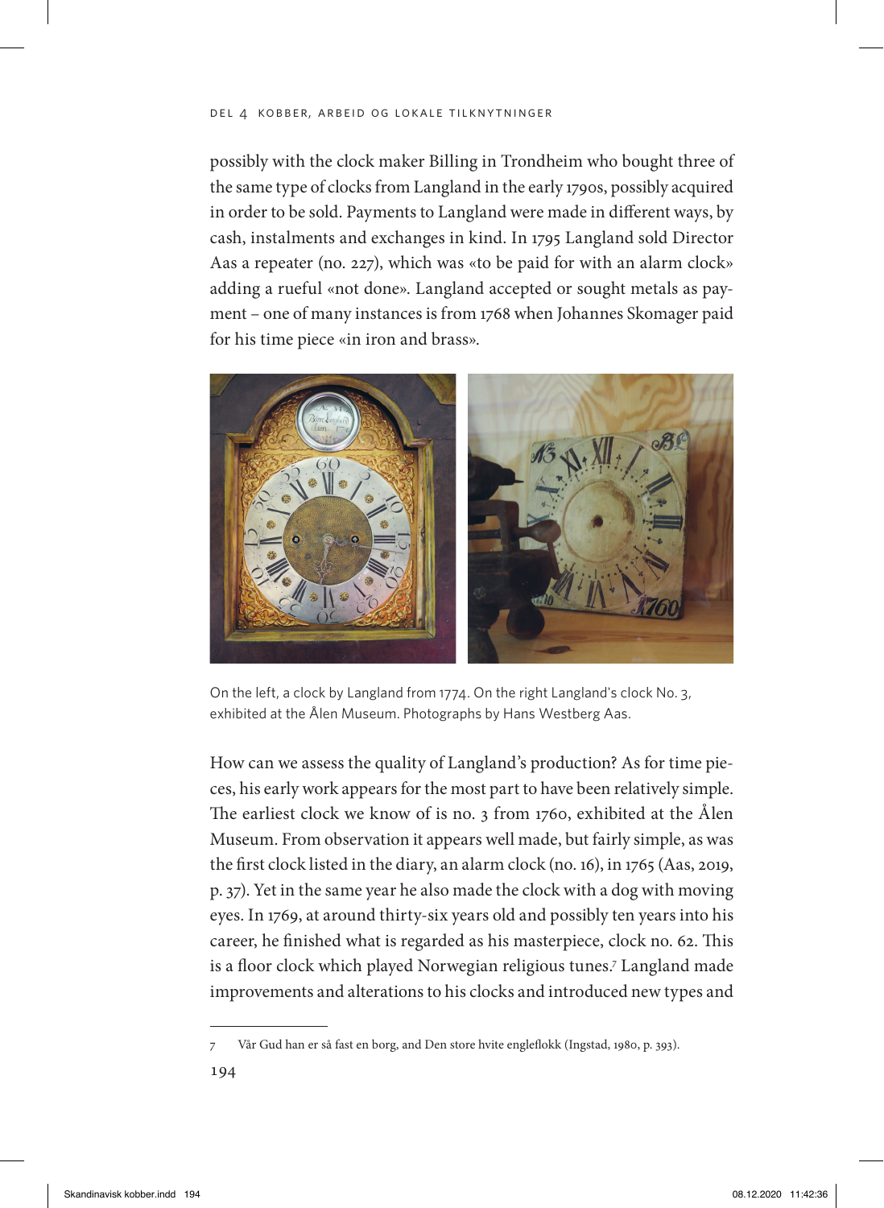possibly with the clock maker Billing in Trondheim who bought three of the same type of clocks from Langland in the early 1790s, possibly acquired in order to be sold. Payments to Langland were made in different ways, by cash, instalments and exchanges in kind. In 1795 Langland sold Director Aas a repeater (no. 227), which was «to be paid for with an alarm clock» adding a rueful «not done». Langland accepted or sought metals as payment – one of many instances is from 1768 when Johannes Skomager paid for his time piece «in iron and brass».

On the left, a clock by Langland from 1774. On the right Langland's clock No. 3, exhibited at the Ålen Museum. Photographs by Hans Westberg Aas.

How can we assess the quality of Langland's production? As for time pieces, his early work appears for the most part to have been relatively simple. The earliest clock we know of is no. 3 from 1760, exhibited at the Ålen Museum. From observation it appears well made, but fairly simple, as was the first clock listed in the diary, an alarm clock (no. 16), in 1765 (Aas, 2019, p. 37). Yet in the same year he also made the clock with a dog with moving eyes. In 1769, at around thirty-six years old and possibly ten years into his career, he finished what is regarded as his masterpiece, clock no. 62. This is a floor clock which played Norwegian religious tunes.[7] Langland made improvements and alterations to his clocks and introduced new types and

7 Vår Gud han er så fast en borg, and Den store hvite engleflokk (Ingstad, 1980, p. 393).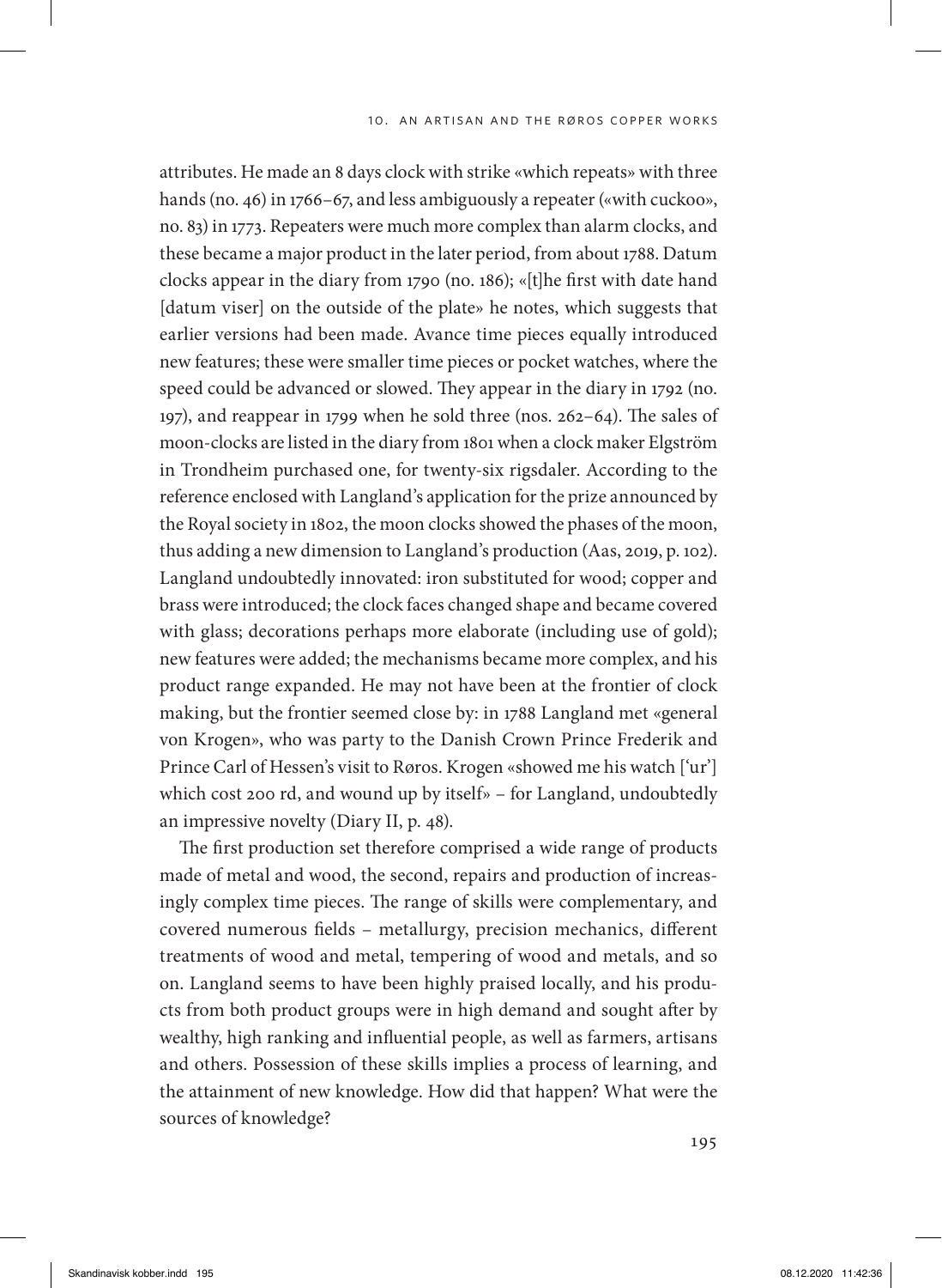attributes. He made an 8 days clock with strike «which repeats» with three hands (no. 46) in 1766–67, and less ambiguously a repeater («with cuckoo», no. 83) in 1773. Repeaters were much more complex than alarm clocks, and these became a major product in the later period, from about 1788. Datum clocks appear in the diary from 1790 (no. 186); «[t]he first with date hand [datum viser] on the outside of the plate» he notes, which suggests that earlier versions had been made. Avance time pieces equally introduced new features; these were smaller time pieces or pocket watches, where the speed could be advanced or slowed. They appear in the diary in 1792 (no. 197), and reappear in 1799 when he sold three (nos. 262–64). The sales of moon-clocks are listed in the diary from 1801 when a clock maker Elgström in Trondheim purchased one, for twenty-six rigsdaler. According to the reference enclosed with Langland's application for the prize announced by the Royal society in 1802, the moon clocks showed the phases of the moon, thus adding a new dimension to Langland's production (Aas, 2019, p. 102). Langland undoubtedly innovated: iron substituted for wood; copper and brass were introduced; the clock faces changed shape and became covered with glass; decorations perhaps more elaborate (including use of gold); new features were added; the mechanisms became more complex, and his product range expanded. He may not have been at the frontier of clock making, but the frontier seemed close by: in 1788 Langland met «general von Krogen», who was party to the Danish Crown Prince Frederik and Prince Carl of Hessen's visit to Røros. Krogen «showed me his watch ['ur'] which cost 200 rd, and wound up by itself» – for Langland, undoubtedly an impressive novelty (Diary II, p. 48).

The first production set therefore comprised a wide range of products made of metal and wood, the second, repairs and production of increasingly complex time pieces. The range of skills were complementary, and covered numerous fields – metallurgy, precision mechanics, different treatments of wood and metal, tempering of wood and metals, and so on. Langland seems to have been highly praised locally, and his products from both product groups were in high demand and sought after by wealthy, high ranking and influential people, as well as farmers, artisans and others. Possession of these skills implies a process of learning, and the attainment of new knowledge. How did that happen? What were the sources of knowledge?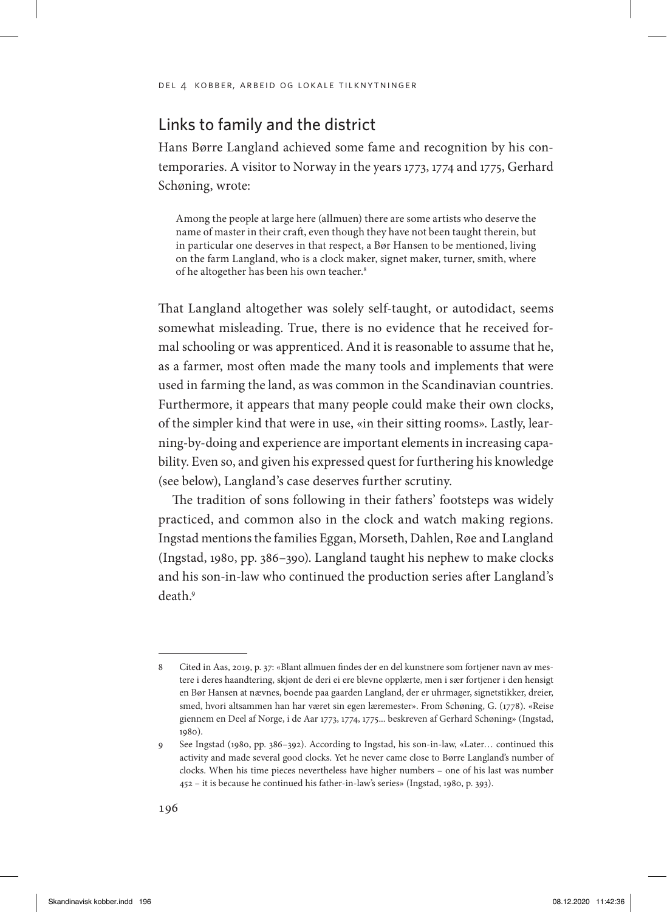## Links to family and the district

Hans Børre Langland achieved some fame and recognition by his contemporaries. A visitor to Norway in the years 1773, 1774 and 1775, Gerhard Schøning, wrote:

> Among the people at large here (allmuen) there are some artists who deserve the name of master in their craft, even though they have not been taught therein, but in particular one deserves in that respect, a Bør Hansen to be mentioned, living on the farm Langland, who is a clock maker, signet maker, turner, smith, where of he altogether has been his own teacher.[8]

That Langland altogether was solely self-taught, or autodidact, seems somewhat misleading. True, there is no evidence that he received formal schooling or was apprenticed. And it is reasonable to assume that he, as a farmer, most often made the many tools and implements that were used in farming the land, as was common in the Scandinavian countries. Furthermore, it appears that many people could make their own clocks, of the simpler kind that were in use, «in their sitting rooms». Lastly, learning-by-doing and experience are important elements in increasing capability. Even so, and given his expressed quest for furthering his knowledge (see below), Langland's case deserves further scrutiny.

The tradition of sons following in their fathers' footsteps was widely practiced, and common also in the clock and watch making regions. Ingstad mentions the families Eggan, Morseth, Dahlen, Røe and Langland (Ingstad, 1980, pp. 386–390). Langland taught his nephew to make clocks and his son-in-law who continued the production series after Langland's death.[9]

---

8 Cited in Aas, 2019, p. 37: «Blant allmuen findes der en del kunstnere som fortjener navn av mestere i deres haandtering, skjønt de deri ei ere blevne opplærte, men i sær fortjener i den hensigt en Bør Hansen at nævnes, boende paa gaarden Langland, der er uhrmager, signetstikker, dreier, smed, hvori altsammen han har været sin egen læremester». From Schøning, G. (1778). «Reise giennem en Deel af Norge, i de Aar 1773, 1774, 1775... beskreven af Gerhard Schøning» (Ingstad, 1980).

9 See Ingstad (1980, pp. 386–392). According to Ingstad, his son-in-law, «Later… continued this activity and made several good clocks. Yet he never came close to Børre Langland's number of clocks. When his time pieces nevertheless have higher numbers – one of his last was number 452 – it is because he continued his father-in-law's series» (Ingstad, 1980, p. 393).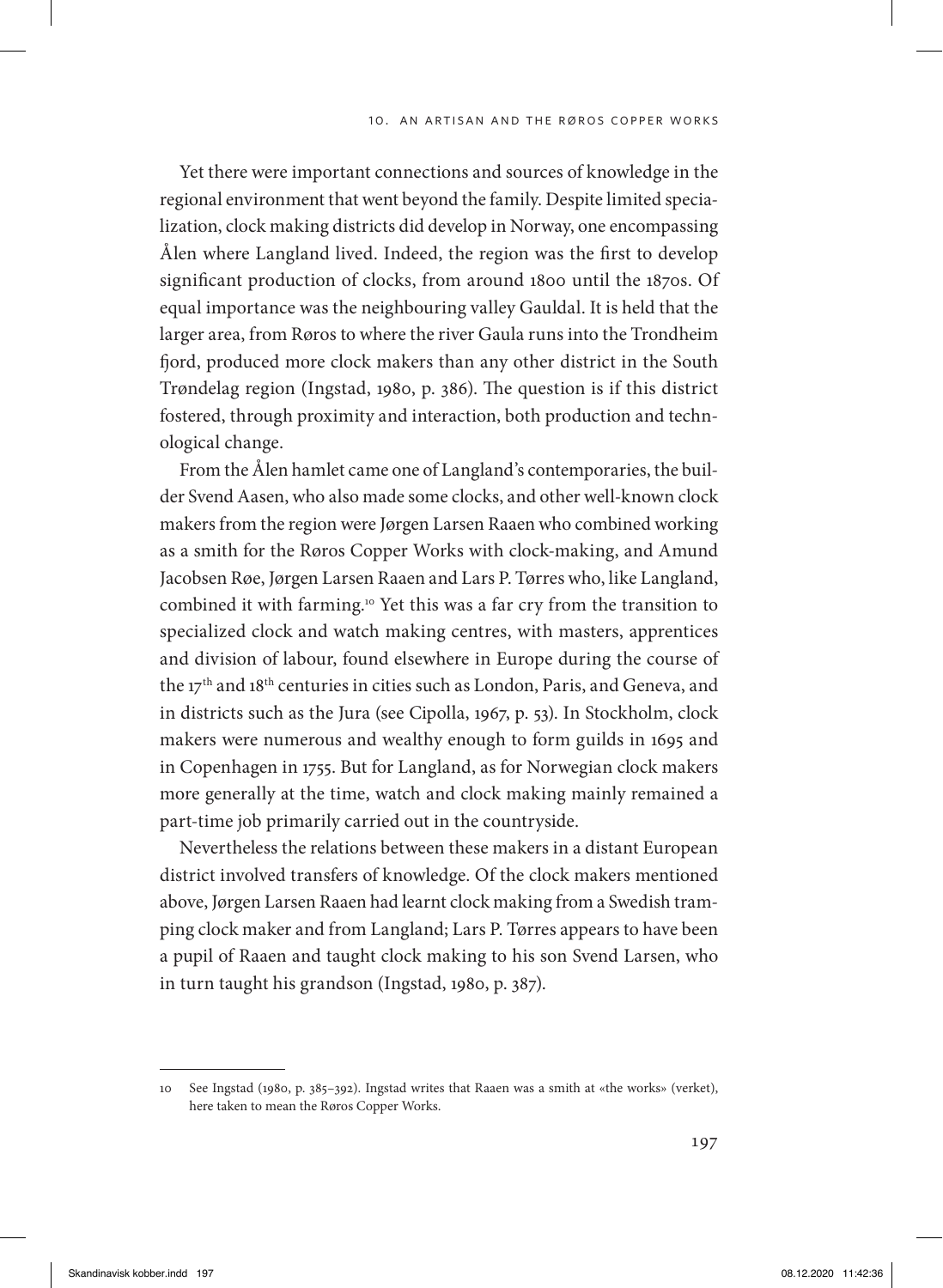Yet there were important connections and sources of knowledge in the regional environment that went beyond the family. Despite limited specialization, clock making districts did develop in Norway, one encompassing Ålen where Langland lived. Indeed, the region was the first to develop significant production of clocks, from around 1800 until the 1870s. Of equal importance was the neighbouring valley Gauldal. It is held that the larger area, from Røros to where the river Gaula runs into the Trondheim fjord, produced more clock makers than any other district in the South Trøndelag region (Ingstad, 1980, p. 386). The question is if this district fostered, through proximity and interaction, both production and technological change.

From the Ålen hamlet came one of Langland's contemporaries, the builder Svend Aasen, who also made some clocks, and other well-known clock makers from the region were Jørgen Larsen Raaen who combined working as a smith for the Røros Copper Works with clock-making, and Amund Jacobsen Røe, Jørgen Larsen Raaen and Lars P. Tørres who, like Langland, combined it with farming.[10] Yet this was a far cry from the transition to specialized clock and watch making centres, with masters, apprentices and division of labour, found elsewhere in Europe during the course of the 17th and 18th centuries in cities such as London, Paris, and Geneva, and in districts such as the Jura (see Cipolla, 1967, p. 53). In Stockholm, clock makers were numerous and wealthy enough to form guilds in 1695 and in Copenhagen in 1755. But for Langland, as for Norwegian clock makers more generally at the time, watch and clock making mainly remained a part-time job primarily carried out in the countryside.

Nevertheless the relations between these makers in a distant European district involved transfers of knowledge. Of the clock makers mentioned above, Jørgen Larsen Raaen had learnt clock making from a Swedish tramping clock maker and from Langland; Lars P. Tørres appears to have been a pupil of Raaen and taught clock making to his son Svend Larsen, who in turn taught his grandson (Ingstad, 1980, p. 387).

---

10 See Ingstad (1980, p. 385–392). Ingstad writes that Raaen was a smith at «the works» (verket), here taken to mean the Røros Copper Works.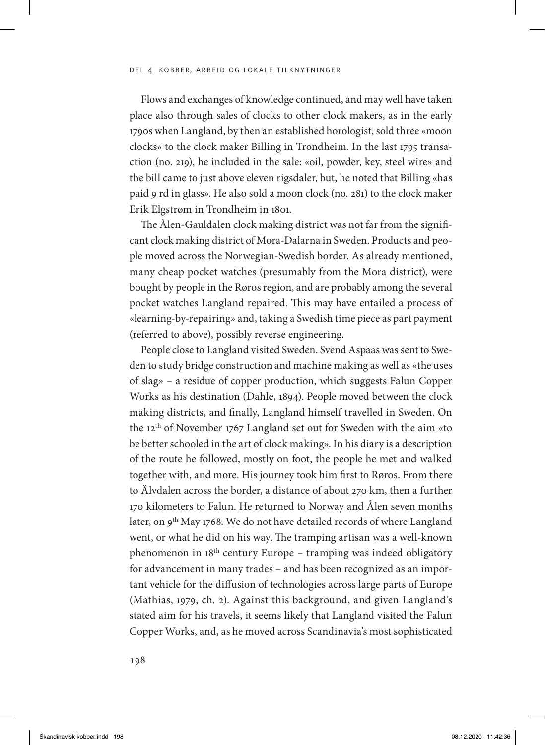Flows and exchanges of knowledge continued, and may well have taken place also through sales of clocks to other clock makers, as in the early 1790s when Langland, by then an established horologist, sold three «moon clocks» to the clock maker Billing in Trondheim. In the last 1795 transaction (no. 219), he included in the sale: «oil, powder, key, steel wire» and the bill came to just above eleven rigsdaler, but, he noted that Billing «has paid 9 rd in glass». He also sold a moon clock (no. 281) to the clock maker Erik Elgstrøm in Trondheim in 1801.

The Ålen-Gauldalen clock making district was not far from the significant clock making district of Mora-Dalarna in Sweden. Products and people moved across the Norwegian-Swedish border. As already mentioned, many cheap pocket watches (presumably from the Mora district), were bought by people in the Røros region, and are probably among the several pocket watches Langland repaired. This may have entailed a process of «learning-by-repairing» and, taking a Swedish time piece as part payment (referred to above), possibly reverse engineering.

People close to Langland visited Sweden. Svend Aspaas was sent to Sweden to study bridge construction and machine making as well as «the uses of slag» – a residue of copper production, which suggests Falun Copper Works as his destination (Dahle, 1894). People moved between the clock making districts, and finally, Langland himself travelled in Sweden. On the 12th of November 1767 Langland set out for Sweden with the aim «to be better schooled in the art of clock making». In his diary is a description of the route he followed, mostly on foot, the people he met and walked together with, and more. His journey took him first to Røros. From there to Älvdalen across the border, a distance of about 270 km, then a further 170 kilometers to Falun. He returned to Norway and Ålen seven months later, on 9th May 1768. We do not have detailed records of where Langland went, or what he did on his way. The tramping artisan was a well-known phenomenon in 18th century Europe – tramping was indeed obligatory for advancement in many trades – and has been recognized as an important vehicle for the diffusion of technologies across large parts of Europe (Mathias, 1979, ch. 2). Against this background, and given Langland's stated aim for his travels, it seems likely that Langland visited the Falun Copper Works, and, as he moved across Scandinavia's most sophisticated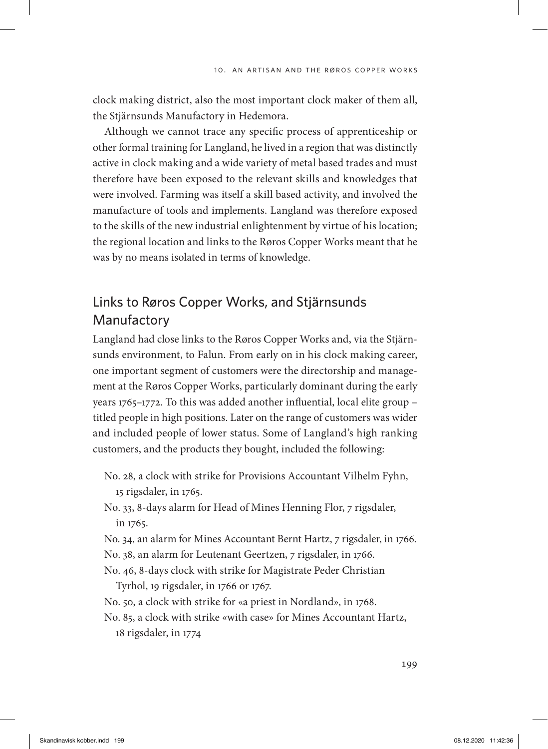clock making district, also the most important clock maker of them all, the Stjärnsunds Manufactory in Hedemora.

Although we cannot trace any specific process of apprenticeship or other formal training for Langland, he lived in a region that was distinctly active in clock making and a wide variety of metal based trades and must therefore have been exposed to the relevant skills and knowledges that were involved. Farming was itself a skill based activity, and involved the manufacture of tools and implements. Langland was therefore exposed to the skills of the new industrial enlightenment by virtue of his location; the regional location and links to the Røros Copper Works meant that he was by no means isolated in terms of knowledge.

## Links to Røros Copper Works, and Stjärnsunds Manufactory

Langland had close links to the Røros Copper Works and, via the Stjärnsunds environment, to Falun. From early on in his clock making career, one important segment of customers were the directorship and management at the Røros Copper Works, particularly dominant during the early years 1765–1772. To this was added another influential, local elite group – titled people in high positions. Later on the range of customers was wider and included people of lower status. Some of Langland's high ranking customers, and the products they bought, included the following:

- No. 28, a clock with strike for Provisions Accountant Vilhelm Fyhn, 15 rigsdaler, in 1765.
- No. 33, 8-days alarm for Head of Mines Henning Flor, 7 rigsdaler, in 1765.
- No. 34, an alarm for Mines Accountant Bernt Hartz, 7 rigsdaler, in 1766.
- No. 38, an alarm for Leutenant Geertzen, 7 rigsdaler, in 1766.
- No. 46, 8-days clock with strike for Magistrate Peder Christian Tyrhol, 19 rigsdaler, in 1766 or 1767.
- No. 50, a clock with strike for «a priest in Nordland», in 1768.
- No. 85, a clock with strike «with case» for Mines Accountant Hartz, 18 rigsdaler, in 1774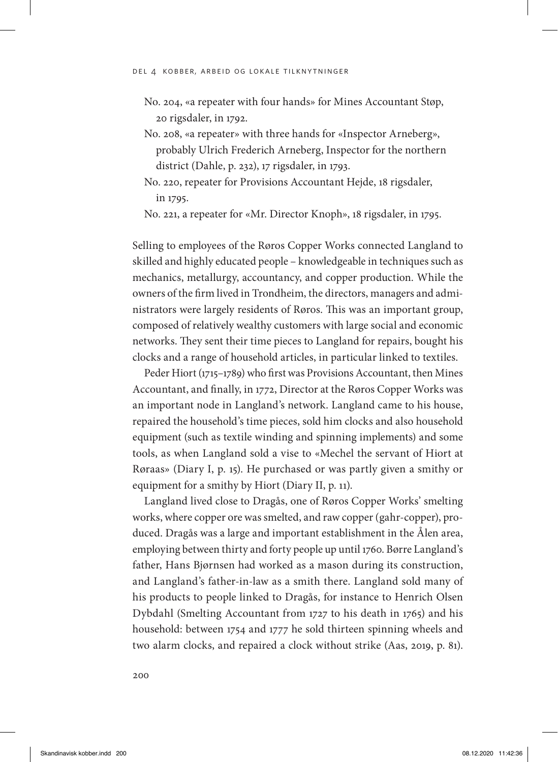No. 204, «a repeater with four hands» for Mines Accountant Støp, 20 rigsdaler, in 1792.

No. 208, «a repeater» with three hands for «Inspector Arneberg», probably Ulrich Frederich Arneberg, Inspector for the northern district (Dahle, p. 232), 17 rigsdaler, in 1793.

No. 220, repeater for Provisions Accountant Hejde, 18 rigsdaler, in 1795.

No. 221, a repeater for «Mr. Director Knoph», 18 rigsdaler, in 1795.

Selling to employees of the Røros Copper Works connected Langland to skilled and highly educated people – knowledgeable in techniques such as mechanics, metallurgy, accountancy, and copper production. While the owners of the firm lived in Trondheim, the directors, managers and administrators were largely residents of Røros. This was an important group, composed of relatively wealthy customers with large social and economic networks. They sent their time pieces to Langland for repairs, bought his clocks and a range of household articles, in particular linked to textiles.

Peder Hiort (1715–1789) who first was Provisions Accountant, then Mines Accountant, and finally, in 1772, Director at the Røros Copper Works was an important node in Langland's network. Langland came to his house, repaired the household's time pieces, sold him clocks and also household equipment (such as textile winding and spinning implements) and some tools, as when Langland sold a vise to «Mechel the servant of Hiort at Røraas» (Diary I, p. 15). He purchased or was partly given a smithy or equipment for a smithy by Hiort (Diary II, p. 11).

Langland lived close to Dragås, one of Røros Copper Works' smelting works, where copper ore was smelted, and raw copper (gahr-copper), produced. Dragås was a large and important establishment in the Ålen area, employing between thirty and forty people up until 1760. Børre Langland's father, Hans Bjørnsen had worked as a mason during its construction, and Langland's father-in-law as a smith there. Langland sold many of his products to people linked to Dragås, for instance to Henrich Olsen Dybdahl (Smelting Accountant from 1727 to his death in 1765) and his household: between 1754 and 1777 he sold thirteen spinning wheels and two alarm clocks, and repaired a clock without strike (Aas, 2019, p. 81).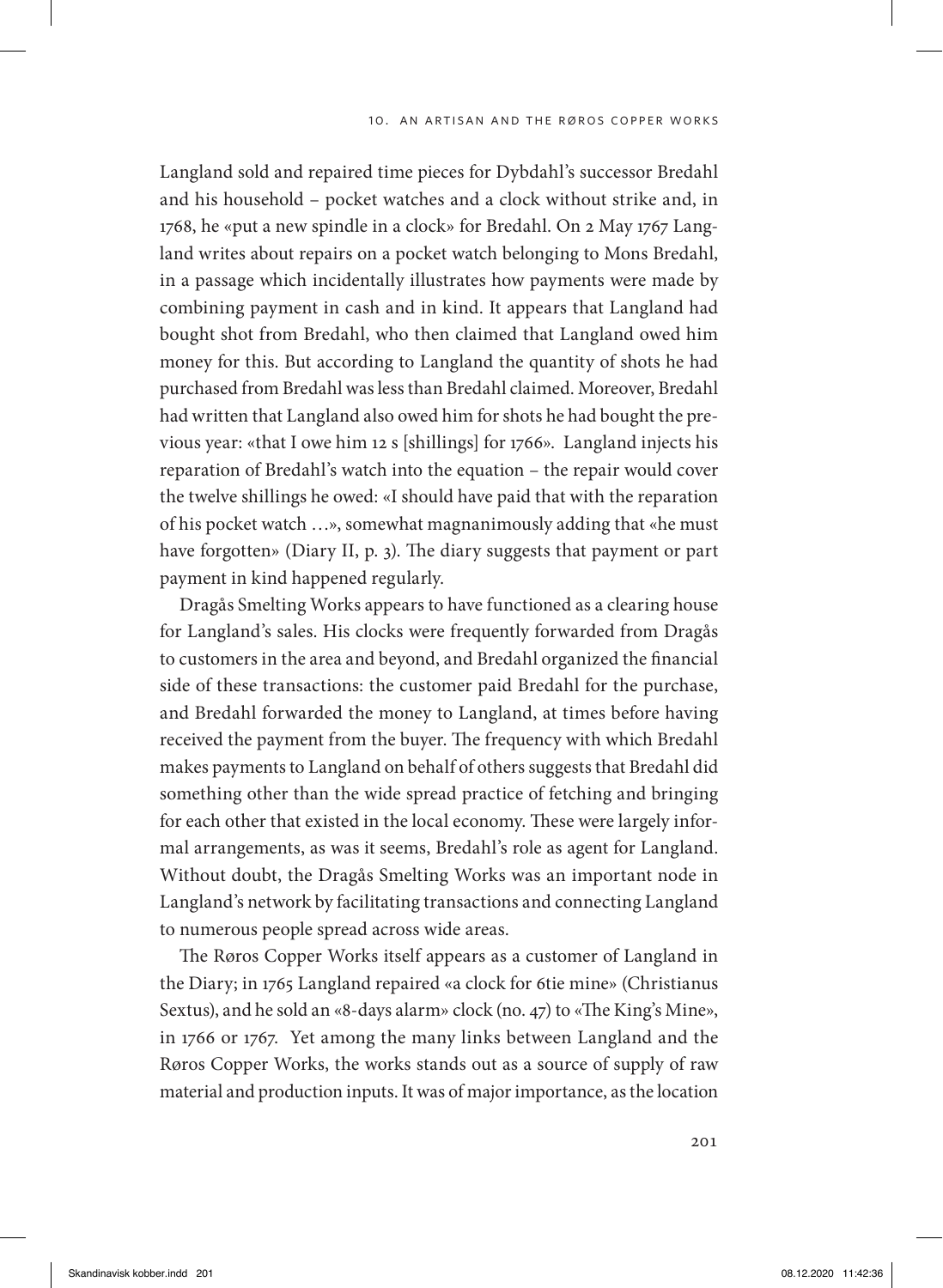Langland sold and repaired time pieces for Dybdahl's successor Bredahl and his household – pocket watches and a clock without strike and, in 1768, he «put a new spindle in a clock» for Bredahl. On 2 May 1767 Langland writes about repairs on a pocket watch belonging to Mons Bredahl, in a passage which incidentally illustrates how payments were made by combining payment in cash and in kind. It appears that Langland had bought shot from Bredahl, who then claimed that Langland owed him money for this. But according to Langland the quantity of shots he had purchased from Bredahl was less than Bredahl claimed. Moreover, Bredahl had written that Langland also owed him for shots he had bought the previous year: «that I owe him 12 s [shillings] for 1766». Langland injects his reparation of Bredahl's watch into the equation – the repair would cover the twelve shillings he owed: «I should have paid that with the reparation of his pocket watch …», somewhat magnanimously adding that «he must have forgotten» (Diary II, p. 3). The diary suggests that payment or part payment in kind happened regularly.

Dragås Smelting Works appears to have functioned as a clearing house for Langland's sales. His clocks were frequently forwarded from Dragås to customers in the area and beyond, and Bredahl organized the financial side of these transactions: the customer paid Bredahl for the purchase, and Bredahl forwarded the money to Langland, at times before having received the payment from the buyer. The frequency with which Bredahl makes payments to Langland on behalf of others suggests that Bredahl did something other than the wide spread practice of fetching and bringing for each other that existed in the local economy. These were largely informal arrangements, as was it seems, Bredahl's role as agent for Langland. Without doubt, the Dragås Smelting Works was an important node in Langland's network by facilitating transactions and connecting Langland to numerous people spread across wide areas.

The Røros Copper Works itself appears as a customer of Langland in the Diary; in 1765 Langland repaired «a clock for 6tie mine» (Christianus Sextus), and he sold an «8-days alarm» clock (no. 47) to «The King's Mine», in 1766 or 1767. Yet among the many links between Langland and the Røros Copper Works, the works stands out as a source of supply of raw material and production inputs. It was of major importance, as the location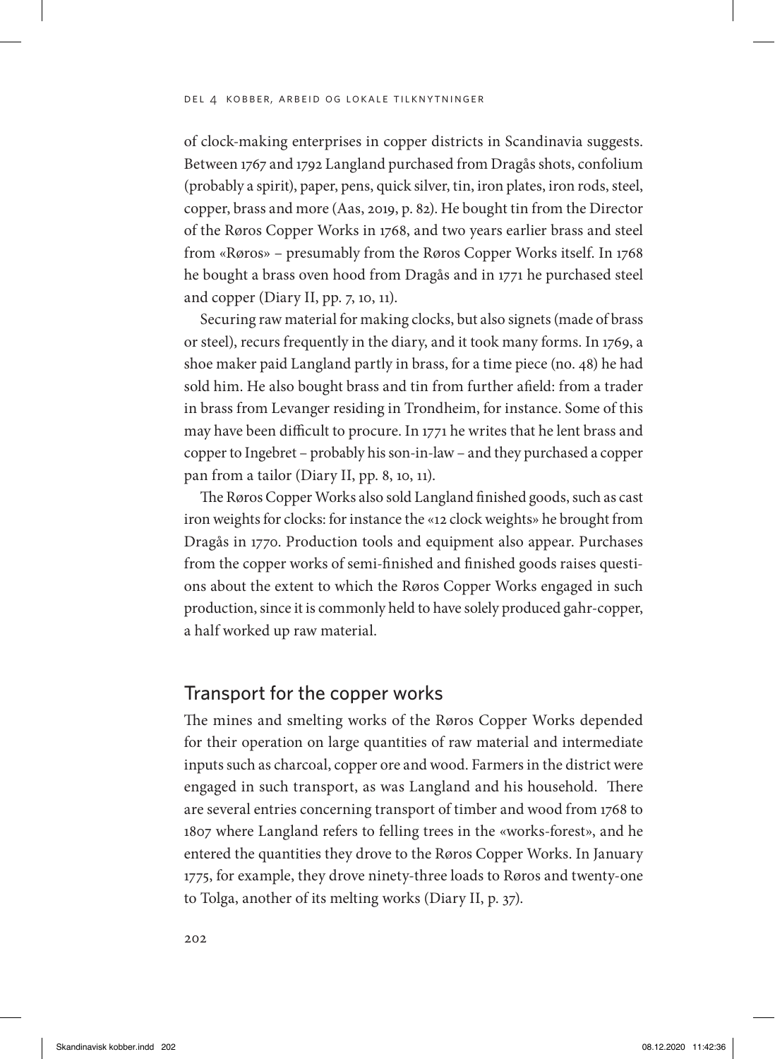of clock-making enterprises in copper districts in Scandinavia suggests. Between 1767 and 1792 Langland purchased from Dragås shots, confolium (probably a spirit), paper, pens, quick silver, tin, iron plates, iron rods, steel, copper, brass and more (Aas, 2019, p. 82). He bought tin from the Director of the Røros Copper Works in 1768, and two years earlier brass and steel from «Røros» – presumably from the Røros Copper Works itself. In 1768 he bought a brass oven hood from Dragås and in 1771 he purchased steel and copper (Diary II, pp. 7, 10, 11).

Securing raw material for making clocks, but also signets (made of brass or steel), recurs frequently in the diary, and it took many forms. In 1769, a shoe maker paid Langland partly in brass, for a time piece (no. 48) he had sold him. He also bought brass and tin from further afield: from a trader in brass from Levanger residing in Trondheim, for instance. Some of this may have been difficult to procure. In 1771 he writes that he lent brass and copper to Ingebret – probably his son-in-law – and they purchased a copper pan from a tailor (Diary II, pp. 8, 10, 11).

The Røros Copper Works also sold Langland finished goods, such as cast iron weights for clocks: for instance the «12 clock weights» he brought from Dragås in 1770. Production tools and equipment also appear. Purchases from the copper works of semi-finished and finished goods raises questions about the extent to which the Røros Copper Works engaged in such production, since it is commonly held to have solely produced gahr-copper, a half worked up raw material.

## Transport for the copper works

The mines and smelting works of the Røros Copper Works depended for their operation on large quantities of raw material and intermediate inputs such as charcoal, copper ore and wood. Farmers in the district were engaged in such transport, as was Langland and his household. There are several entries concerning transport of timber and wood from 1768 to 1807 where Langland refers to felling trees in the «works-forest», and he entered the quantities they drove to the Røros Copper Works. In January 1775, for example, they drove ninety-three loads to Røros and twenty-one to Tolga, another of its melting works (Diary II, p. 37).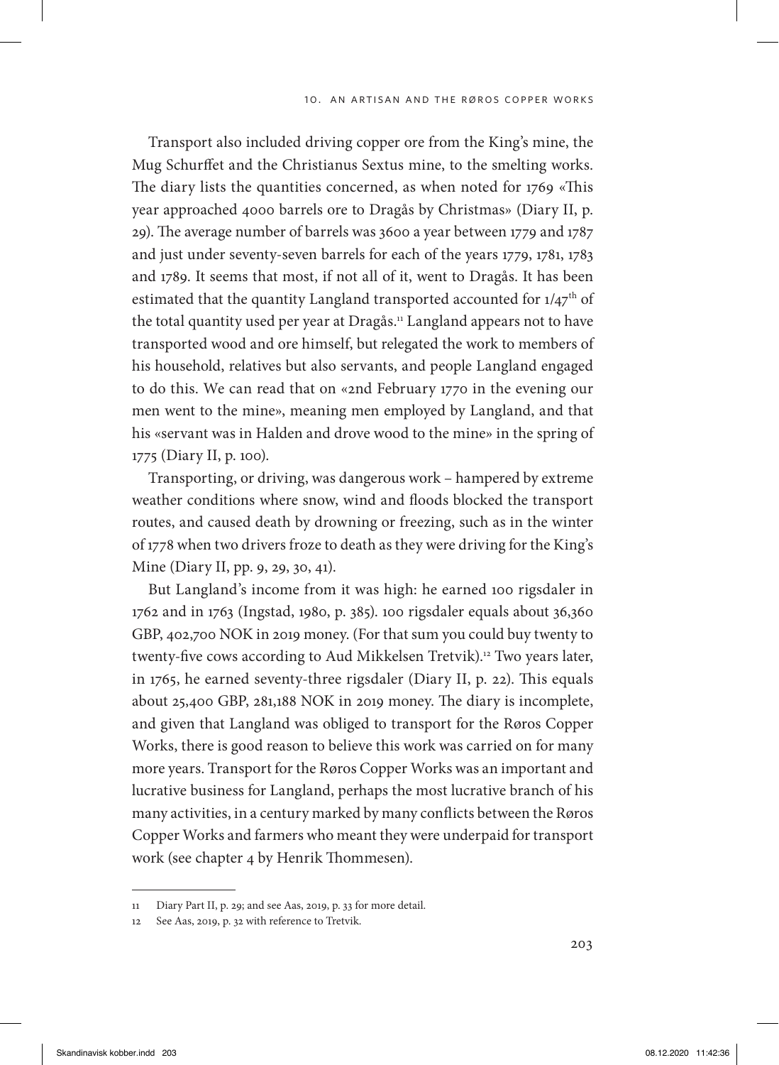Transport also included driving copper ore from the King's mine, the Mug Schurffet and the Christianus Sextus mine, to the smelting works. The diary lists the quantities concerned, as when noted for 1769 «This year approached 4000 barrels ore to Dragås by Christmas» (Diary II, p. 29). The average number of barrels was 3600 a year between 1779 and 1787 and just under seventy-seven barrels for each of the years 1779, 1781, 1783 and 1789. It seems that most, if not all of it, went to Dragås. It has been estimated that the quantity Langland transported accounted for 1/47th of the total quantity used per year at Dragås.[11] Langland appears not to have transported wood and ore himself, but relegated the work to members of his household, relatives but also servants, and people Langland engaged to do this. We can read that on «2nd February 1770 in the evening our men went to the mine», meaning men employed by Langland, and that his «servant was in Halden and drove wood to the mine» in the spring of 1775 (Diary II, p. 100).

Transporting, or driving, was dangerous work – hampered by extreme weather conditions where snow, wind and floods blocked the transport routes, and caused death by drowning or freezing, such as in the winter of 1778 when two drivers froze to death as they were driving for the King's Mine (Diary II, pp. 9, 29, 30, 41).

But Langland's income from it was high: he earned 100 rigsdaler in 1762 and in 1763 (Ingstad, 1980, p. 385). 100 rigsdaler equals about 36,360 GBP, 402,700 NOK in 2019 money. (For that sum you could buy twenty to twenty-five cows according to Aud Mikkelsen Tretvik).[12] Two years later, in 1765, he earned seventy-three rigsdaler (Diary II, p. 22). This equals about 25,400 GBP, 281,188 NOK in 2019 money. The diary is incomplete, and given that Langland was obliged to transport for the Røros Copper Works, there is good reason to believe this work was carried on for many more years. Transport for the Røros Copper Works was an important and lucrative business for Langland, perhaps the most lucrative branch of his many activities, in a century marked by many conflicts between the Røros Copper Works and farmers who meant they were underpaid for transport work (see chapter 4 by Henrik Thommesen).

---

11 Diary Part II, p. 29; and see Aas, 2019, p. 33 for more detail.

12 See Aas, 2019, p. 32 with reference to Tretvik.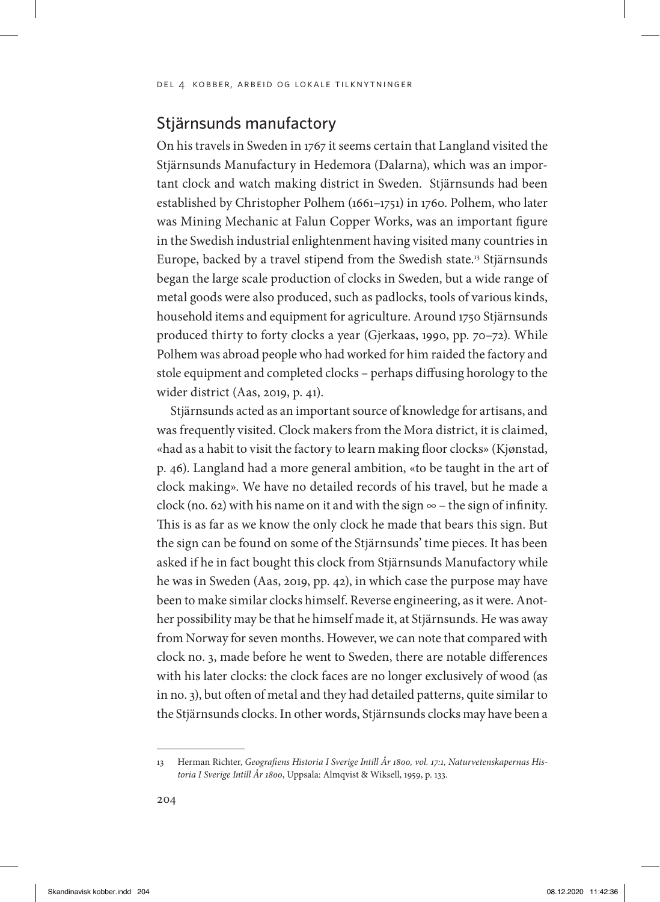## Stjärnsunds manufactory

On his travels in Sweden in 1767 it seems certain that Langland visited the Stjärnsunds Manufactury in Hedemora (Dalarna), which was an important clock and watch making district in Sweden. Stjärnsunds had been established by Christopher Polhem (1661–1751) in 1760. Polhem, who later was Mining Mechanic at Falun Copper Works, was an important figure in the Swedish industrial enlightenment having visited many countries in Europe, backed by a travel stipend from the Swedish state.[13] Stjärnsunds began the large scale production of clocks in Sweden, but a wide range of metal goods were also produced, such as padlocks, tools of various kinds, household items and equipment for agriculture. Around 1750 Stjärnsunds produced thirty to forty clocks a year (Gjerkaas, 1990, pp. 70–72). While Polhem was abroad people who had worked for him raided the factory and stole equipment and completed clocks – perhaps diffusing horology to the wider district (Aas, 2019, p. 41).

Stjärnsunds acted as an important source of knowledge for artisans, and was frequently visited. Clock makers from the Mora district, it is claimed, «had as a habit to visit the factory to learn making floor clocks» (Kjønstad, p. 46). Langland had a more general ambition, «to be taught in the art of clock making». We have no detailed records of his travel, but he made a clock (no. 62) with his name on it and with the sign ∞ – the sign of infinity. This is as far as we know the only clock he made that bears this sign. But the sign can be found on some of the Stjärnsunds' time pieces. It has been asked if he in fact bought this clock from Stjärnsunds Manufactory while he was in Sweden (Aas, 2019, pp. 42), in which case the purpose may have been to make similar clocks himself. Reverse engineering, as it were. Another possibility may be that he himself made it, at Stjärnsunds. He was away from Norway for seven months. However, we can note that compared with clock no. 3, made before he went to Sweden, there are notable differences with his later clocks: the clock faces are no longer exclusively of wood (as in no. 3), but often of metal and they had detailed patterns, quite similar to the Stjärnsunds clocks. In other words, Stjärnsunds clocks may have been a

---

13 Herman Richter, *Geografiens Historia I Sverige Intill År 1800, vol. 17:1, Naturvetenskapernas Historia I Sverige Intill År 1800*, Uppsala: Almqvist & Wiksell, 1959, p. 133.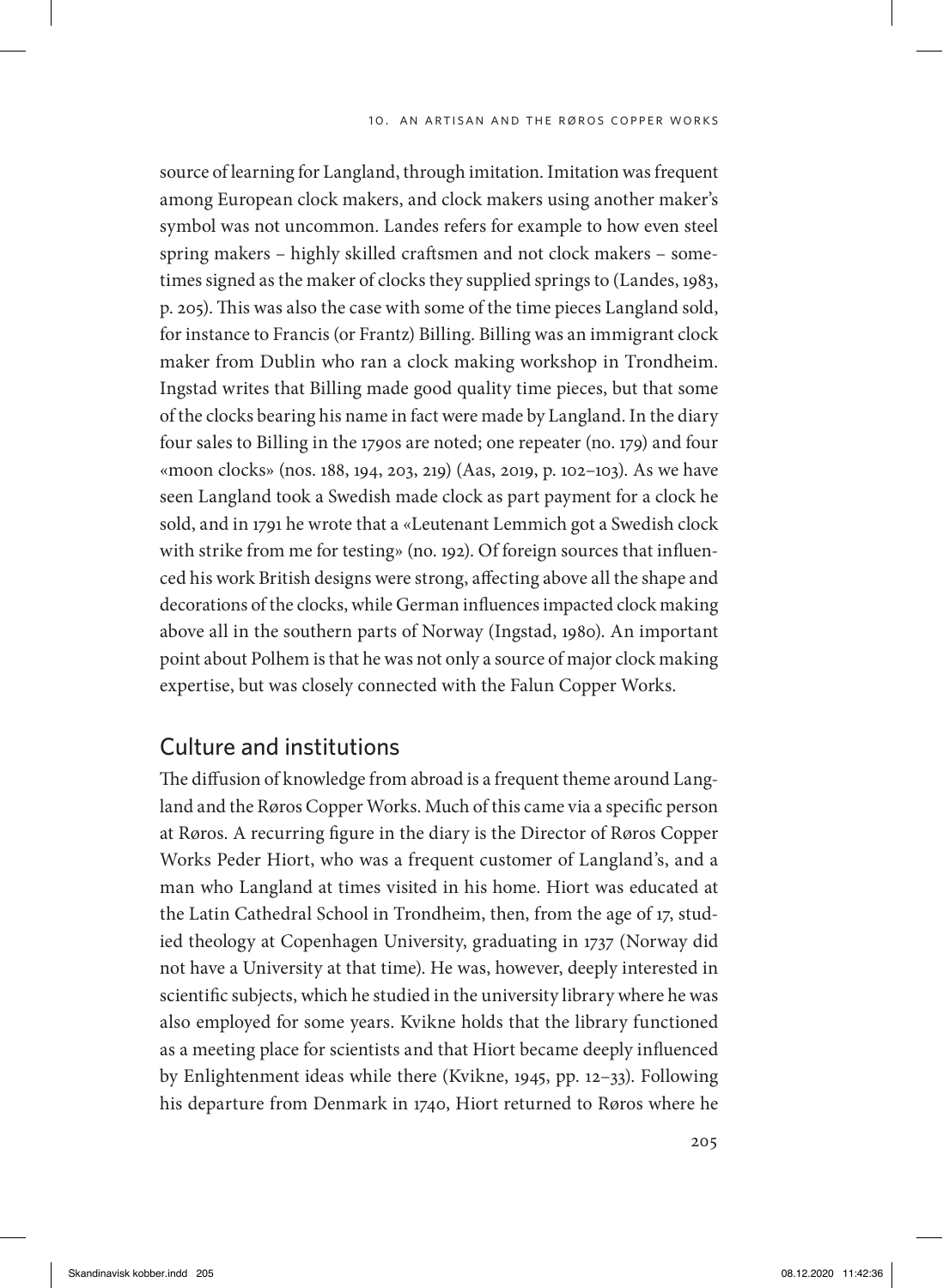source of learning for Langland, through imitation. Imitation was frequent among European clock makers, and clock makers using another maker's symbol was not uncommon. Landes refers for example to how even steel spring makers – highly skilled craftsmen and not clock makers – sometimes signed as the maker of clocks they supplied springs to (Landes, 1983, p. 205). This was also the case with some of the time pieces Langland sold, for instance to Francis (or Frantz) Billing. Billing was an immigrant clock maker from Dublin who ran a clock making workshop in Trondheim. Ingstad writes that Billing made good quality time pieces, but that some of the clocks bearing his name in fact were made by Langland. In the diary four sales to Billing in the 1790s are noted; one repeater (no. 179) and four «moon clocks» (nos. 188, 194, 203, 219) (Aas, 2019, p. 102–103). As we have seen Langland took a Swedish made clock as part payment for a clock he sold, and in 1791 he wrote that a «Leutenant Lemmich got a Swedish clock with strike from me for testing» (no. 192). Of foreign sources that influenced his work British designs were strong, affecting above all the shape and decorations of the clocks, while German influences impacted clock making above all in the southern parts of Norway (Ingstad, 1980). An important point about Polhem is that he was not only a source of major clock making expertise, but was closely connected with the Falun Copper Works.

## Culture and institutions

The diffusion of knowledge from abroad is a frequent theme around Langland and the Røros Copper Works. Much of this came via a specific person at Røros. A recurring figure in the diary is the Director of Røros Copper Works Peder Hiort, who was a frequent customer of Langland's, and a man who Langland at times visited in his home. Hiort was educated at the Latin Cathedral School in Trondheim, then, from the age of 17, studied theology at Copenhagen University, graduating in 1737 (Norway did not have a University at that time). He was, however, deeply interested in scientific subjects, which he studied in the university library where he was also employed for some years. Kvikne holds that the library functioned as a meeting place for scientists and that Hiort became deeply influenced by Enlightenment ideas while there (Kvikne, 1945, pp. 12–33). Following his departure from Denmark in 1740, Hiort returned to Røros where he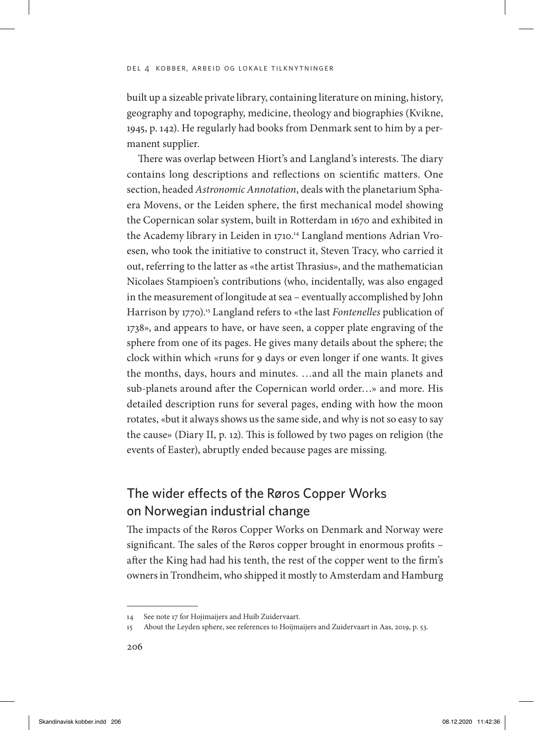built up a sizeable private library, containing literature on mining, history, geography and topography, medicine, theology and biographies (Kvikne, 1945, p. 142). He regularly had books from Denmark sent to him by a permanent supplier.

There was overlap between Hiort's and Langland's interests. The diary contains long descriptions and reflections on scientific matters. One section, headed *Astronomic Annotation*, deals with the planetarium Sphaera Movens, or the Leiden sphere, the first mechanical model showing the Copernican solar system, built in Rotterdam in 1670 and exhibited in the Academy library in Leiden in 1710.[14] Langland mentions Adrian Vroesen, who took the initiative to construct it, Steven Tracy, who carried it out, referring to the latter as «the artist Thrasius», and the mathematician Nicolaes Stampioen's contributions (who, incidentally, was also engaged in the measurement of longitude at sea – eventually accomplished by John Harrison by 1770).[15] Langland refers to «the last *Fontenelles* publication of 1738», and appears to have, or have seen, a copper plate engraving of the sphere from one of its pages. He gives many details about the sphere; the clock within which «runs for 9 days or even longer if one wants. It gives the months, days, hours and minutes. …and all the main planets and sub-planets around after the Copernican world order…» and more. His detailed description runs for several pages, ending with how the moon rotates, «but it always shows us the same side, and why is not so easy to say the cause» (Diary II, p. 12). This is followed by two pages on religion (the events of Easter), abruptly ended because pages are missing.

## The wider effects of the Røros Copper Works on Norwegian industrial change

The impacts of the Røros Copper Works on Denmark and Norway were significant. The sales of the Røros copper brought in enormous profits – after the King had had his tenth, the rest of the copper went to the firm's owners in Trondheim, who shipped it mostly to Amsterdam and Hamburg

---

14 See note 17 for Hojimaijers and Huib Zuidervaart.

15 About the Leyden sphere, see references to Hoijmaijers and Zuidervaart in Aas, 2019, p. 53.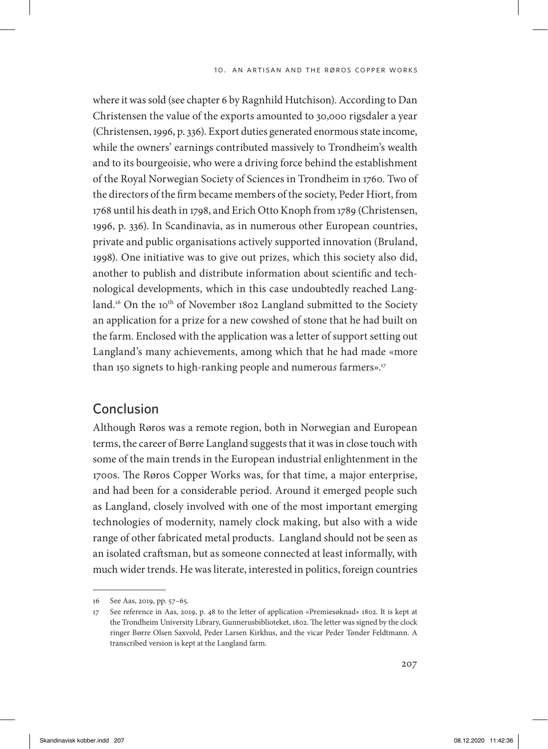where it was sold (see chapter 6 by Ragnhild Hutchison). According to Dan Christensen the value of the exports amounted to 30,000 rigsdaler a year (Christensen, 1996, p. 336). Export duties generated enormous state income, while the owners' earnings contributed massively to Trondheim's wealth and to its bourgeoisie, who were a driving force behind the establishment of the Royal Norwegian Society of Sciences in Trondheim in 1760. Two of the directors of the firm became members of the society, Peder Hiort, from 1768 until his death in 1798, and Erich Otto Knoph from 1789 (Christensen, 1996, p. 336). In Scandinavia, as in numerous other European countries, private and public organisations actively supported innovation (Bruland, 1998). One initiative was to give out prizes, which this society also did, another to publish and distribute information about scientific and technological developments, which in this case undoubtedly reached Langland.[16] On the 10th of November 1802 Langland submitted to the Society an application for a prize for a new cowshed of stone that he had built on the farm. Enclosed with the application was a letter of support setting out Langland's many achievements, among which that he had made «more than 150 signets to high-ranking people and numerou*s* farmers».[17]

## Conclusion

Although Røros was a remote region, both in Norwegian and European terms, the career of Børre Langland suggests that it was in close touch with some of the main trends in the European industrial enlightenment in the 1700s. The Røros Copper Works was, for that time, a major enterprise, and had been for a considerable period. Around it emerged people such as Langland, closely involved with one of the most important emerging technologies of modernity, namely clock making, but also with a wide range of other fabricated metal products. Langland should not be seen as an isolated craftsman, but as someone connected at least informally, with much wider trends. He was literate, interested in politics, foreign countries

---

16 See Aas, 2019, pp. 57–65.

17 See reference in Aas, 2019, p. 48 to the letter of application «Premiesøknad» 1802. It is kept at the Trondheim University Library, Gunnerusbiblioteket, 1802. The letter was signed by the clock ringer Børre Olsen Saxvold, Peder Larsen Kirkhus, and the vicar Peder Tønder Feldtmann. A transcribed version is kept at the Langland farm.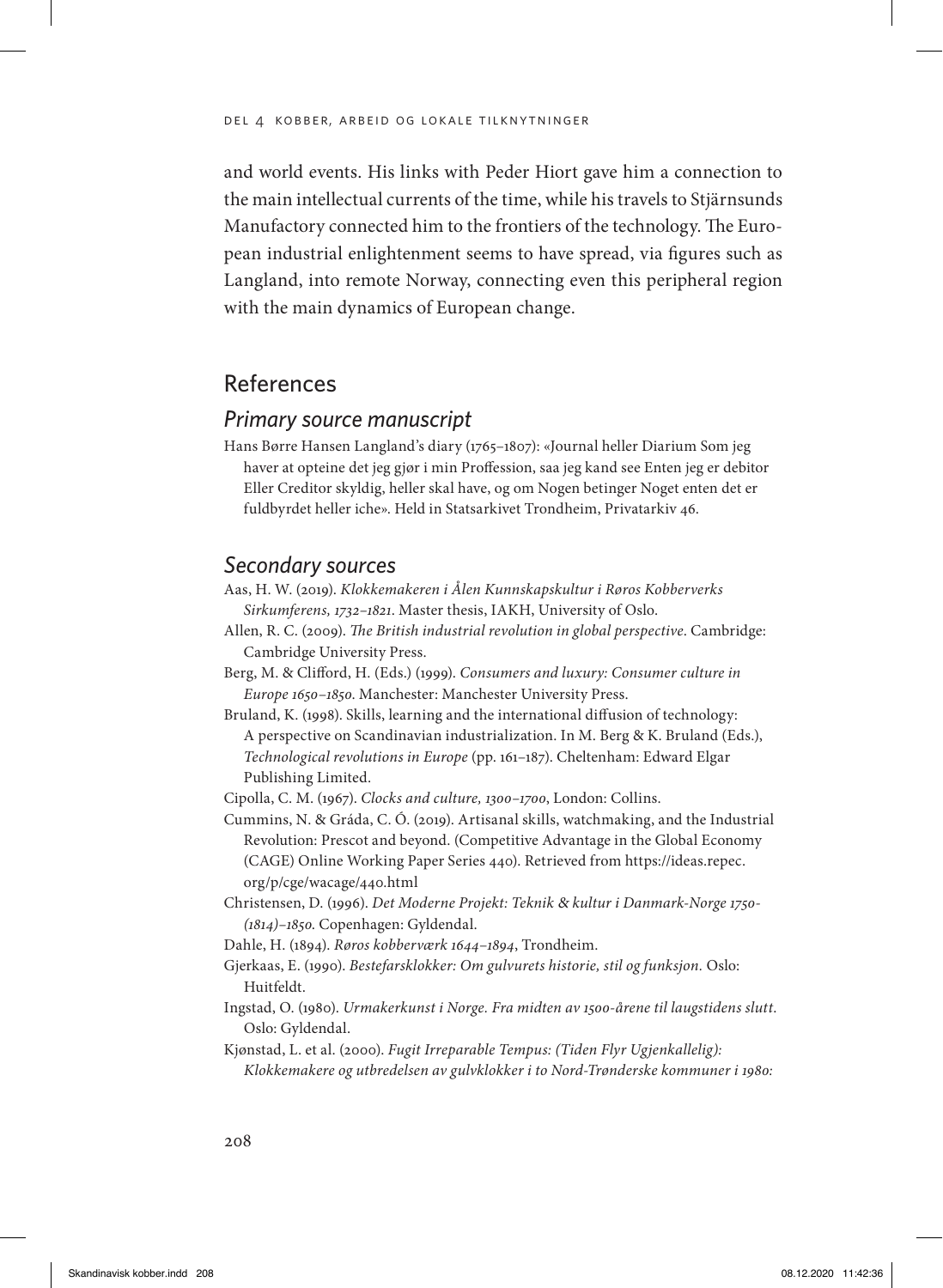and world events. His links with Peder Hiort gave him a connection to the main intellectual currents of the time, while his travels to Stjärnsunds Manufactory connected him to the frontiers of the technology. The European industrial enlightenment seems to have spread, via figures such as Langland, into remote Norway, connecting even this peripheral region with the main dynamics of European change.

## References

### *Primary source manuscript*

Hans Børre Hansen Langland's diary (1765–1807): «Journal heller Diarium Som jeg haver at opteine det jeg gjør i min Proffession, saa jeg kand see Enten jeg er debitor Eller Creditor skyldig, heller skal have, og om Nogen betinger Noget enten det er fuldbyrdet heller iche». Held in Statsarkivet Trondheim, Privatarkiv 46.

### *Secondary sources*

Aas, H. W. (2019). *Klokkemakeren i Ålen Kunnskapskultur i Røros Kobberverks Sirkumferens, 1732–1821*. Master thesis, IAKH, University of Oslo.

Allen, R. C. (2009). *The British industrial revolution in global perspective*. Cambridge: Cambridge University Press.

Berg, M. & Clifford, H. (Eds.) (1999). *Consumers and luxury: Consumer culture in Europe 1650–1850*. Manchester: Manchester University Press.

Bruland, K. (1998). Skills, learning and the international diffusion of technology: A perspective on Scandinavian industrialization. In M. Berg & K. Bruland (Eds.), *Technological revolutions in Europe* (pp. 161–187). Cheltenham: Edward Elgar Publishing Limited.

Cipolla, C. M. (1967). *Clocks and culture, 1300–1700*, London: Collins.

Cummins, N. & Gráda, C. Ó. (2019). Artisanal skills, watchmaking, and the Industrial Revolution: Prescot and beyond. (Competitive Advantage in the Global Economy (CAGE) Online Working Paper Series 440). Retrieved from https://ideas.repec.org/p/cge/wacage/440.html

Christensen, D. (1996). *Det Moderne Projekt: Teknik & kultur i Danmark-Norge 1750-(1814)–1850.* Copenhagen: Gyldendal.

Dahle, H. (1894). *Røros kobberværk 1644–1894*, Trondheim.

Gjerkaas, E. (1990). *Bestefarsklokker: Om gulvurets historie, stil og funksjon.* Oslo: Huitfeldt.

Ingstad, O. (1980). *Urmakerkunst i Norge. Fra midten av 1500-årene til laugstidens slutt*. Oslo: Gyldendal.

Kjønstad, L. et al. (2000). *Fugit Irreparable Tempus: (Tiden Flyr Ugjenkallelig): Klokkemakere og utbredelsen av gulvklokker i to Nord-Trønderske kommuner i 1980:*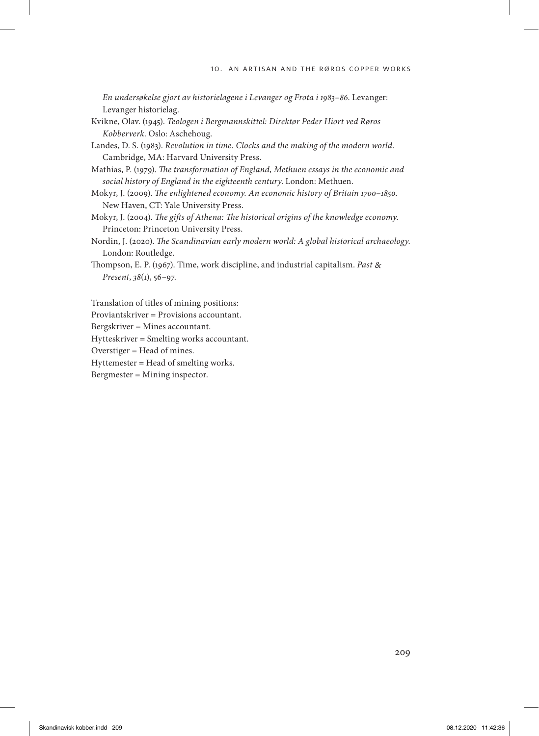*En undersøkelse gjort av historielagene i Levanger og Frota i 1983–86*. Levanger: Levanger historielag.

Kvikne, Olav. (1945). *Teologen i Bergmannskittel: Direktør Peder Hiort ved Røros Kobberverk*. Oslo: Aschehoug.

Landes, D. S. (1983). *Revolution in time. Clocks and the making of the modern world*. Cambridge, MA: Harvard University Press.

Mathias, P. (1979). *The transformation of England, Methuen essays in the economic and social history of England in the eighteenth century*. London: Methuen.

Mokyr, J. (2009). *The enlightened economy. An economic history of Britain 1700–1850*. New Haven, CT: Yale University Press.

Mokyr, J. (2004). *The gifts of Athena: The historical origins of the knowledge economy*. Princeton: Princeton University Press.

Nordin, J. (2020). *The Scandinavian early modern world: A global historical archaeology*. London: Routledge.

Thompson, E. P. (1967). Time, work discipline, and industrial capitalism. *Past & Present*, *38*(1), 56–97.

Translation of titles of mining positions:
Proviantskriver = Provisions accountant.
Bergskriver = Mines accountant.
Hytteskriver = Smelting works accountant.
Overstiger = Head of mines.
Hyttemester = Head of smelting works.
Bergmester = Mining inspector.